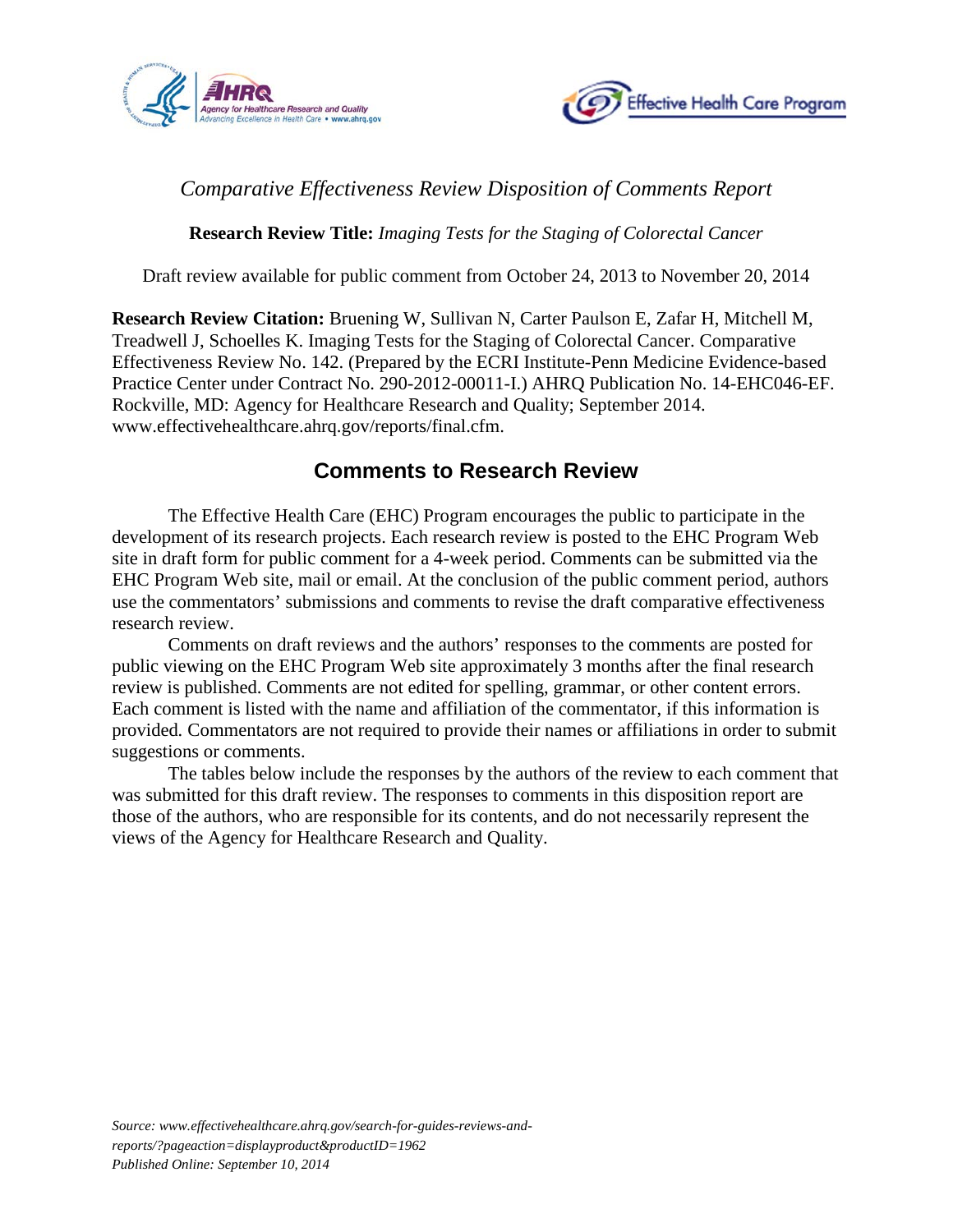*Comparative Effectiveness Review Disposition of Comments Report*

**Research Review Title:** *Imaging Tests for the Staging of Colorectal Cancer*

Draft review available for public comment from October 24, 2013 to November 20, 2014

**Research Review Citation:** Bruening W, Sullivan N, Carter Paulson E, Zafar H, Mitchell M, Treadwell J, Schoelles K. Imaging Tests for the Staging of Colorectal Cancer. Comparative Effectiveness Review No. 142. (Prepared by the ECRI Institute-Penn Medicine Evidence-based Practice Center under Contract No. 290-2012-00011-I.) AHRQ Publication No. 14-EHC046-EF. Rockville, MD: Agency for Healthcare Research and Quality; September 2014. www.effectivehealthcare.ahrq.gov/reports/final.cfm.

## Comments to Research Review

The Effective Health Care (EHC) Program encourages the public to participate in the development of its research projects. Each research review is posted to the EHC Program Web site in draft form for public comment for a 4-week period. Comments can be submitted via the EHC Program Web site, mail or email. At the conclusion of the public comment period, authors use the commentators' submissions and comments to revise the draft comparative effectiveness research review.

Comments on draft reviews and the authors' responses to the comments are posted for public viewing on the EHC Program Web site approximately 3 months after the final research review is published. Comments are not edited for spelling, grammar, or other content errors. Each comment is listed with the name and affiliation of the commentator, if this information is provided. Commentators are not required to provide their names or affiliations in order to submit suggestions or comments.

The tables below include the responses by the authors of the review to each comment that was submitted for this draft review. The responses to comments in this disposition report are those of the authors, who are responsible for its contents, and do not necessarily represent the views of the Agency for Healthcare Research and Quality.

*Source: www.effectivehealthcare.ahrq.gov/search-for-guides-reviews-and-reports/?pageaction=displayproduct&productID=1962*
*Published Online: September 10, 2014*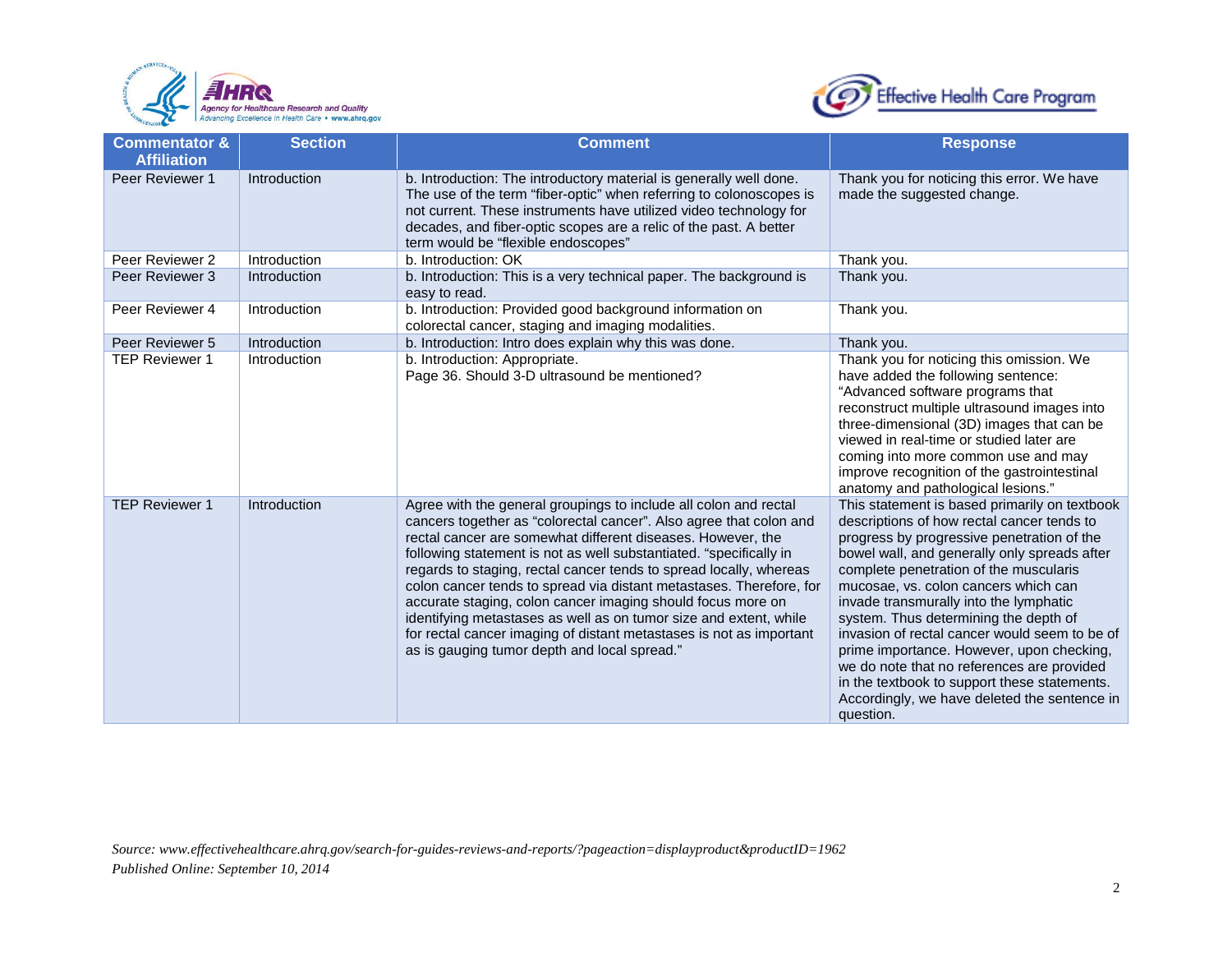| Commentator & Affiliation | Section | Comment | Response |
| --- | --- | --- | --- |
| Peer Reviewer 1 | Introduction | b. Introduction: The introductory material is generally well done. The use of the term "fiber-optic" when referring to colonoscopes is not current. These instruments have utilized video technology for decades, and fiber-optic scopes are a relic of the past. A better term would be "flexible endoscopes" | Thank you for noticing this error. We have made the suggested change. |
| Peer Reviewer 2 | Introduction | b. Introduction: OK | Thank you. |
| Peer Reviewer 3 | Introduction | b. Introduction: This is a very technical paper. The background is easy to read. | Thank you. |
| Peer Reviewer 4 | Introduction | b. Introduction: Provided good background information on colorectal cancer, staging and imaging modalities. | Thank you. |
| Peer Reviewer 5 | Introduction | b. Introduction: Intro does explain why this was done. | Thank you. |
| TEP Reviewer 1 | Introduction | b. Introduction: Appropriate.<br>Page 36. Should 3-D ultrasound be mentioned? | Thank you for noticing this omission. We have added the following sentence: "Advanced software programs that reconstruct multiple ultrasound images into three-dimensional (3D) images that can be viewed in real-time or studied later are coming into more common use and may improve recognition of the gastrointestinal anatomy and pathological lesions." |
| TEP Reviewer 1 | Introduction | Agree with the general groupings to include all colon and rectal cancers together as "colorectal cancer". Also agree that colon and rectal cancer are somewhat different diseases. However, the following statement is not as well substantiated. "specifically in regards to staging, rectal cancer tends to spread locally, whereas colon cancer tends to spread via distant metastases. Therefore, for accurate staging, colon cancer imaging should focus more on identifying metastases as well as on tumor size and extent, while for rectal cancer imaging of distant metastases is not as important as is gauging tumor depth and local spread." | This statement is based primarily on textbook descriptions of how rectal cancer tends to progress by progressive penetration of the bowel wall, and generally only spreads after complete penetration of the muscularis mucosae, vs. colon cancers which can invade transmurally into the lymphatic system. Thus determining the depth of invasion of rectal cancer would seem to be of prime importance. However, upon checking, we do note that no references are provided in the textbook to support these statements. Accordingly, we have deleted the sentence in question. |

*Source: www.effectivehealthcare.ahrq.gov/search-for-guides-reviews-and-reports/?pageaction=displayproduct&productID=1962*
*Published Online: September 10, 2014*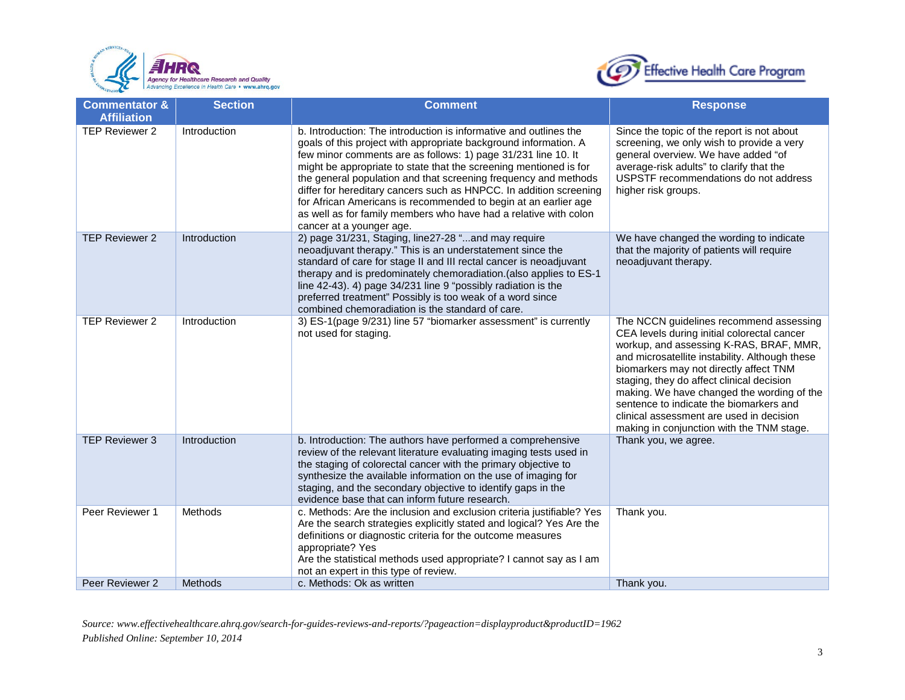| Commentator & Affiliation | Section | Comment | Response |
|---|---|---|---|
| TEP Reviewer 2 | Introduction | b. Introduction: The introduction is informative and outlines the goals of this project with appropriate background information. A few minor comments are as follows: 1) page 31/231 line 10. It might be appropriate to state that the screening mentioned is for the general population and that screening frequency and methods differ for hereditary cancers such as HNPCC. In addition screening for African Americans is recommended to begin at an earlier age as well as for family members who have had a relative with colon cancer at a younger age. | Since the topic of the report is not about screening, we only wish to provide a very general overview. We have added "of average-risk adults" to clarify that the USPSTF recommendations do not address higher risk groups. |
| TEP Reviewer 2 | Introduction | 2) page 31/231, Staging, line27-28 "...and may require neoadjuvant therapy." This is an understatement since the standard of care for stage II and III rectal cancer is neoadjuvant therapy and is predominately chemoradiation.(also applies to ES-1 line 42-43). 4) page 34/231 line 9 "possibly radiation is the preferred treatment" Possibly is too weak of a word since combined chemoradiation is the standard of care. | We have changed the wording to indicate that the majority of patients will require neoadjuvant therapy. |
| TEP Reviewer 2 | Introduction | 3) ES-1(page 9/231) line 57 "biomarker assessment" is currently not used for staging. | The NCCN guidelines recommend assessing CEA levels during initial colorectal cancer workup, and assessing K-RAS, BRAF, MMR, and microsatellite instability. Although these biomarkers may not directly affect TNM staging, they do affect clinical decision making. We have changed the wording of the sentence to indicate the biomarkers and clinical assessment are used in decision making in conjunction with the TNM stage. |
| TEP Reviewer 3 | Introduction | b. Introduction: The authors have performed a comprehensive review of the relevant literature evaluating imaging tests used in the staging of colorectal cancer with the primary objective to synthesize the available information on the use of imaging for staging, and the secondary objective to identify gaps in the evidence base that can inform future research. | Thank you, we agree. |
| Peer Reviewer 1 | Methods | c. Methods: Are the inclusion and exclusion criteria justifiable? Yes Are the search strategies explicitly stated and logical? Yes Are the definitions or diagnostic criteria for the outcome measures appropriate? Yes<br>Are the statistical methods used appropriate? I cannot say as I am not an expert in this type of review. | Thank you. |
| Peer Reviewer 2 | Methods | c. Methods: Ok as written | Thank you. |

*Source: www.effectivehealthcare.ahrq.gov/search-for-guides-reviews-and-reports/?pageaction=displayproduct&productID=1962*
*Published Online: September 10, 2014*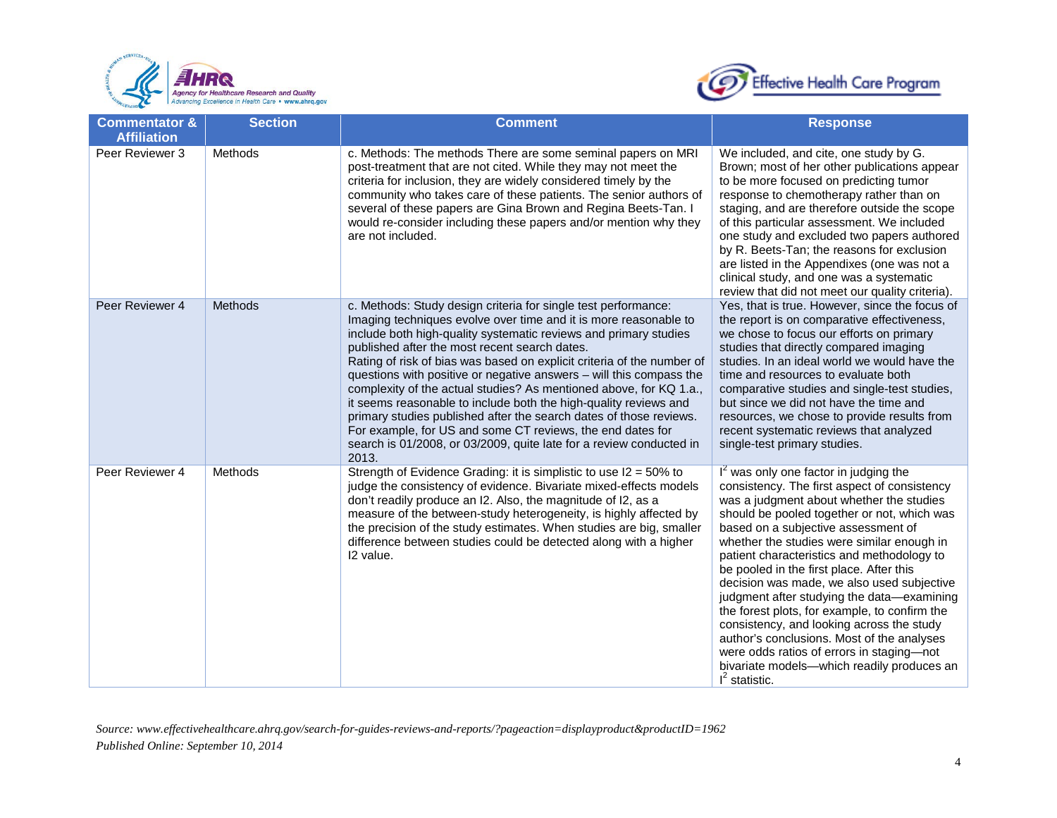| Commentator & Affiliation | Section | Comment | Response |
|---|---|---|---|
| Peer Reviewer 3 | Methods | c. Methods: The methods There are some seminal papers on MRI post-treatment that are not cited. While they may not meet the criteria for inclusion, they are widely considered timely by the community who takes care of these patients. The senior authors of several of these papers are Gina Brown and Regina Beets-Tan. I would re-consider including these papers and/or mention why they are not included. | We included, and cite, one study by G. Brown; most of her other publications appear to be more focused on predicting tumor response to chemotherapy rather than on staging, and are therefore outside the scope of this particular assessment. We included one study and excluded two papers authored by R. Beets-Tan; the reasons for exclusion are listed in the Appendixes (one was not a clinical study, and one was a systematic review that did not meet our quality criteria). |
| Peer Reviewer 4 | Methods | c. Methods: Study design criteria for single test performance: Imaging techniques evolve over time and it is more reasonable to include both high-quality systematic reviews and primary studies published after the most recent search dates. Rating of risk of bias was based on explicit criteria of the number of questions with positive or negative answers – will this compass the complexity of the actual studies? As mentioned above, for KQ 1.a., it seems reasonable to include both the high-quality reviews and primary studies published after the search dates of those reviews. For example, for US and some CT reviews, the end dates for search is 01/2008, or 03/2009, quite late for a review conducted in 2013. | Yes, that is true. However, since the focus of the report is on comparative effectiveness, we chose to focus our efforts on primary studies that directly compared imaging studies. In an ideal world we would have the time and resources to evaluate both comparative studies and single-test studies, but since we did not have the time and resources, we chose to provide results from recent systematic reviews that analyzed single-test primary studies. |
| Peer Reviewer 4 | Methods | Strength of Evidence Grading: it is simplistic to use I2 = 50% to judge the consistency of evidence. Bivariate mixed-effects models don't readily produce an I2. Also, the magnitude of I2, as a measure of the between-study heterogeneity, is highly affected by the precision of the study estimates. When studies are big, smaller difference between studies could be detected along with a higher I2 value. | $I^2$ was only one factor in judging the consistency. The first aspect of consistency was a judgment about whether the studies should be pooled together or not, which was based on a subjective assessment of whether the studies were similar enough in patient characteristics and methodology to be pooled in the first place. After this decision was made, we also used subjective judgment after studying the data—examining the forest plots, for example, to confirm the consistency, and looking across the study author's conclusions. Most of the analyses were odds ratios of errors in staging—not bivariate models—which readily produces an $I^2$ statistic. |

*Source: www.effectivehealthcare.ahrq.gov/search-for-guides-reviews-and-reports/?pageaction=displayproduct&productID=1962*
*Published Online: September 10, 2014*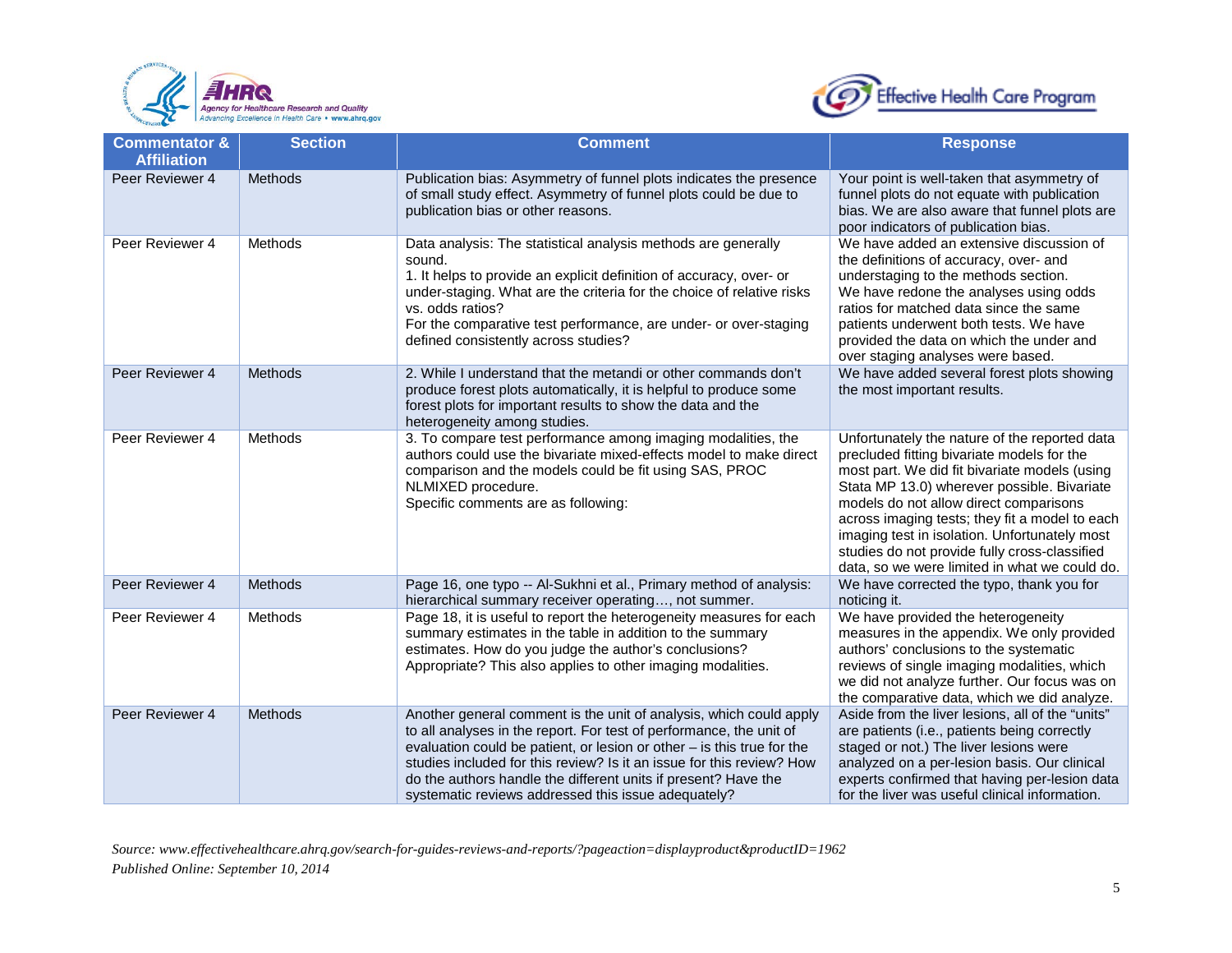| Commentator & Affiliation | Section | Comment | Response |
|---|---|---|---|
| Peer Reviewer 4 | Methods | Publication bias: Asymmetry of funnel plots indicates the presence of small study effect. Asymmetry of funnel plots could be due to publication bias or other reasons. | Your point is well-taken that asymmetry of funnel plots do not equate with publication bias. We are also aware that funnel plots are poor indicators of publication bias. |
| Peer Reviewer 4 | Methods | Data analysis: The statistical analysis methods are generally sound.<br>1. It helps to provide an explicit definition of accuracy, over- or under-staging. What are the criteria for the choice of relative risks vs. odds ratios?<br>For the comparative test performance, are under- or over-staging defined consistently across studies? | We have added an extensive discussion of the definitions of accuracy, over- and understaging to the methods section.<br>We have redone the analyses using odds ratios for matched data since the same patients underwent both tests. We have provided the data on which the under and over staging analyses were based. |
| Peer Reviewer 4 | Methods | 2. While I understand that the metandi or other commands don't produce forest plots automatically, it is helpful to produce some forest plots for important results to show the data and the heterogeneity among studies. | We have added several forest plots showing the most important results. |
| Peer Reviewer 4 | Methods | 3. To compare test performance among imaging modalities, the authors could use the bivariate mixed-effects model to make direct comparison and the models could be fit using SAS, PROC NLMIXED procedure.<br>Specific comments are as following: | Unfortunately the nature of the reported data precluded fitting bivariate models for the most part. We did fit bivariate models (using Stata MP 13.0) wherever possible. Bivariate models do not allow direct comparisons across imaging tests; they fit a model to each imaging test in isolation. Unfortunately most studies do not provide fully cross-classified data, so we were limited in what we could do. |
| Peer Reviewer 4 | Methods | Page 16, one typo -- Al-Sukhni et al., Primary method of analysis: hierarchical summary receiver operating…, not summer. | We have corrected the typo, thank you for noticing it. |
| Peer Reviewer 4 | Methods | Page 18, it is useful to report the heterogeneity measures for each summary estimates in the table in addition to the summary estimates. How do you judge the author's conclusions? Appropriate? This also applies to other imaging modalities. | We have provided the heterogeneity measures in the appendix. We only provided authors' conclusions to the systematic reviews of single imaging modalities, which we did not analyze further. Our focus was on the comparative data, which we did analyze. |
| Peer Reviewer 4 | Methods | Another general comment is the unit of analysis, which could apply to all analyses in the report. For test of performance, the unit of evaluation could be patient, or lesion or other – is this true for the studies included for this review? Is it an issue for this review? How do the authors handle the different units if present? Have the systematic reviews addressed this issue adequately? | Aside from the liver lesions, all of the "units" are patients (i.e., patients being correctly staged or not.) The liver lesions were analyzed on a per-lesion basis. Our clinical experts confirmed that having per-lesion data for the liver was useful clinical information. |

*Source: www.effectivehealthcare.ahrq.gov/search-for-guides-reviews-and-reports/?pageaction=displayproduct&productID=1962*
*Published Online: September 10, 2014*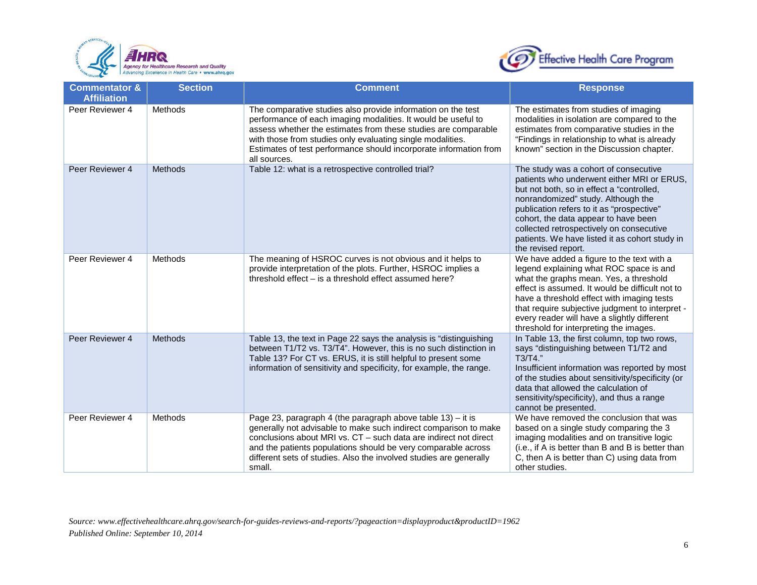| Commentator & Affiliation | Section | Comment | Response |
|---|---|---|---|
| Peer Reviewer 4 | Methods | The comparative studies also provide information on the test performance of each imaging modalities. It would be useful to assess whether the estimates from these studies are comparable with those from studies only evaluating single modalities. Estimates of test performance should incorporate information from all sources. | The estimates from studies of imaging modalities in isolation are compared to the estimates from comparative studies in the "Findings in relationship to what is already known" section in the Discussion chapter. |
| Peer Reviewer 4 | Methods | Table 12: what is a retrospective controlled trial? | The study was a cohort of consecutive patients who underwent either MRI or ERUS, but not both, so in effect a "controlled, nonrandomized" study. Although the publication refers to it as "prospective" cohort, the data appear to have been collected retrospectively on consecutive patients. We have listed it as cohort study in the revised report. |
| Peer Reviewer 4 | Methods | The meaning of HSROC curves is not obvious and it helps to provide interpretation of the plots. Further, HSROC implies a threshold effect – is a threshold effect assumed here? | We have added a figure to the text with a legend explaining what ROC space is and what the graphs mean. Yes, a threshold effect is assumed. It would be difficult not to have a threshold effect with imaging tests that require subjective judgment to interpret - every reader will have a slightly different threshold for interpreting the images. |
| Peer Reviewer 4 | Methods | Table 13, the text in Page 22 says the analysis is "distinguishing between T1/T2 vs. T3/T4". However, this is no such distinction in Table 13? For CT vs. ERUS, it is still helpful to present some information of sensitivity and specificity, for example, the range. | In Table 13, the first column, top two rows, says "distinguishing between T1/T2 and T3/T4."<br>Insufficient information was reported by most of the studies about sensitivity/specificity (or data that allowed the calculation of sensitivity/specificity), and thus a range cannot be presented. |
| Peer Reviewer 4 | Methods | Page 23, paragraph 4 (the paragraph above table 13) – it is generally not advisable to make such indirect comparison to make conclusions about MRI vs. CT – such data are indirect not direct and the patients populations should be very comparable across different sets of studies. Also the involved studies are generally small. | We have removed the conclusion that was based on a single study comparing the 3 imaging modalities and on transitive logic (i.e., if A is better than B and B is better than C, then A is better than C) using data from other studies. |

*Source: www.effectivehealthcare.ahrq.gov/search-for-guides-reviews-and-reports/?pageaction=displayproduct&productID=1962*
*Published Online: September 10, 2014*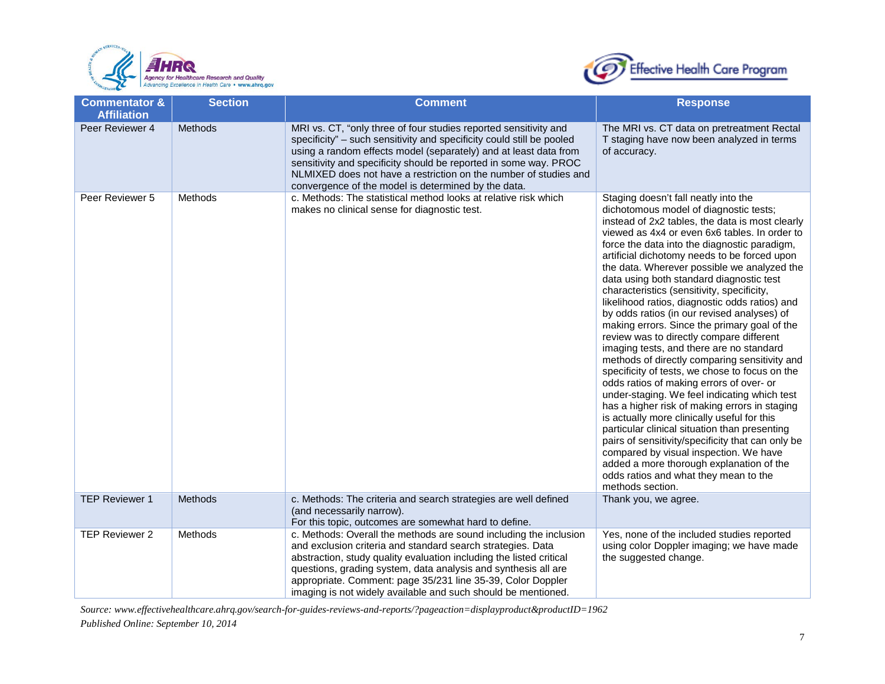| Commentator & Affiliation | Section | Comment | Response |
|---|---|---|---|
| Peer Reviewer 4 | Methods | MRI vs. CT, "only three of four studies reported sensitivity and specificity" – such sensitivity and specificity could still be pooled using a random effects model (separately) and at least data from sensitivity and specificity should be reported in some way. PROC NLMIXED does not have a restriction on the number of studies and convergence of the model is determined by the data. | The MRI vs. CT data on pretreatment Rectal T staging have now been analyzed in terms of accuracy. |
| Peer Reviewer 5 | Methods | c. Methods: The statistical method looks at relative risk which makes no clinical sense for diagnostic test. | Staging doesn't fall neatly into the dichotomous model of diagnostic tests; instead of 2x2 tables, the data is most clearly viewed as 4x4 or even 6x6 tables. In order to force the data into the diagnostic paradigm, artificial dichotomy needs to be forced upon the data. Wherever possible we analyzed the data using both standard diagnostic test characteristics (sensitivity, specificity, likelihood ratios, diagnostic odds ratios) and by odds ratios (in our revised analyses) of making errors. Since the primary goal of the review was to directly compare different imaging tests, and there are no standard methods of directly comparing sensitivity and specificity of tests, we chose to focus on the odds ratios of making errors of over- or under-staging. We feel indicating which test has a higher risk of making errors in staging is actually more clinically useful for this particular clinical situation than presenting pairs of sensitivity/specificity that can only be compared by visual inspection. We have added a more thorough explanation of the odds ratios and what they mean to the methods section. |
| TEP Reviewer 1 | Methods | c. Methods: The criteria and search strategies are well defined (and necessarily narrow). For this topic, outcomes are somewhat hard to define. | Thank you, we agree. |
| TEP Reviewer 2 | Methods | c. Methods: Overall the methods are sound including the inclusion and exclusion criteria and standard search strategies. Data abstraction, study quality evaluation including the listed critical questions, grading system, data analysis and synthesis all are appropriate. Comment: page 35/231 line 35-39, Color Doppler imaging is not widely available and such should be mentioned. | Yes, none of the included studies reported using color Doppler imaging; we have made the suggested change. |

*Source: www.effectivehealthcare.ahrq.gov/search-for-guides-reviews-and-reports/?pageaction=displayproduct&productID=1962*

*Published Online: September 10, 2014*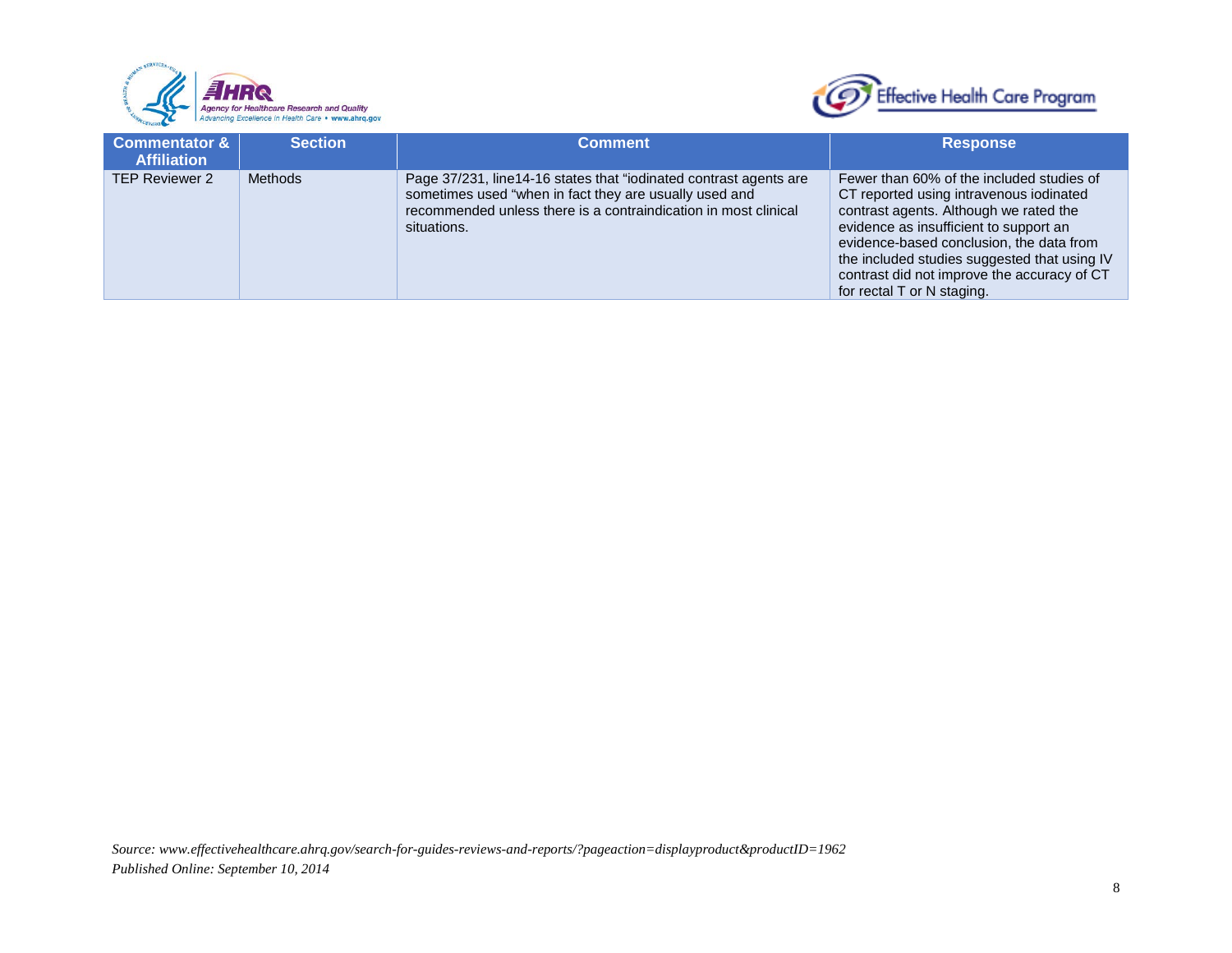| Commentator & Affiliation | Section | Comment | Response |
|---|---|---|---|
| TEP Reviewer 2 | Methods | Page 37/231, line14-16 states that "iodinated contrast agents are sometimes used "when in fact they are usually used and recommended unless there is a contraindication in most clinical situations. | Fewer than 60% of the included studies of CT reported using intravenous iodinated contrast agents. Although we rated the evidence as insufficient to support an evidence-based conclusion, the data from the included studies suggested that using IV contrast did not improve the accuracy of CT for rectal T or N staging. |

*Source: www.effectivehealthcare.ahrq.gov/search-for-guides-reviews-and-reports/?pageaction=displayproduct&productID=1962*
*Published Online: September 10, 2014*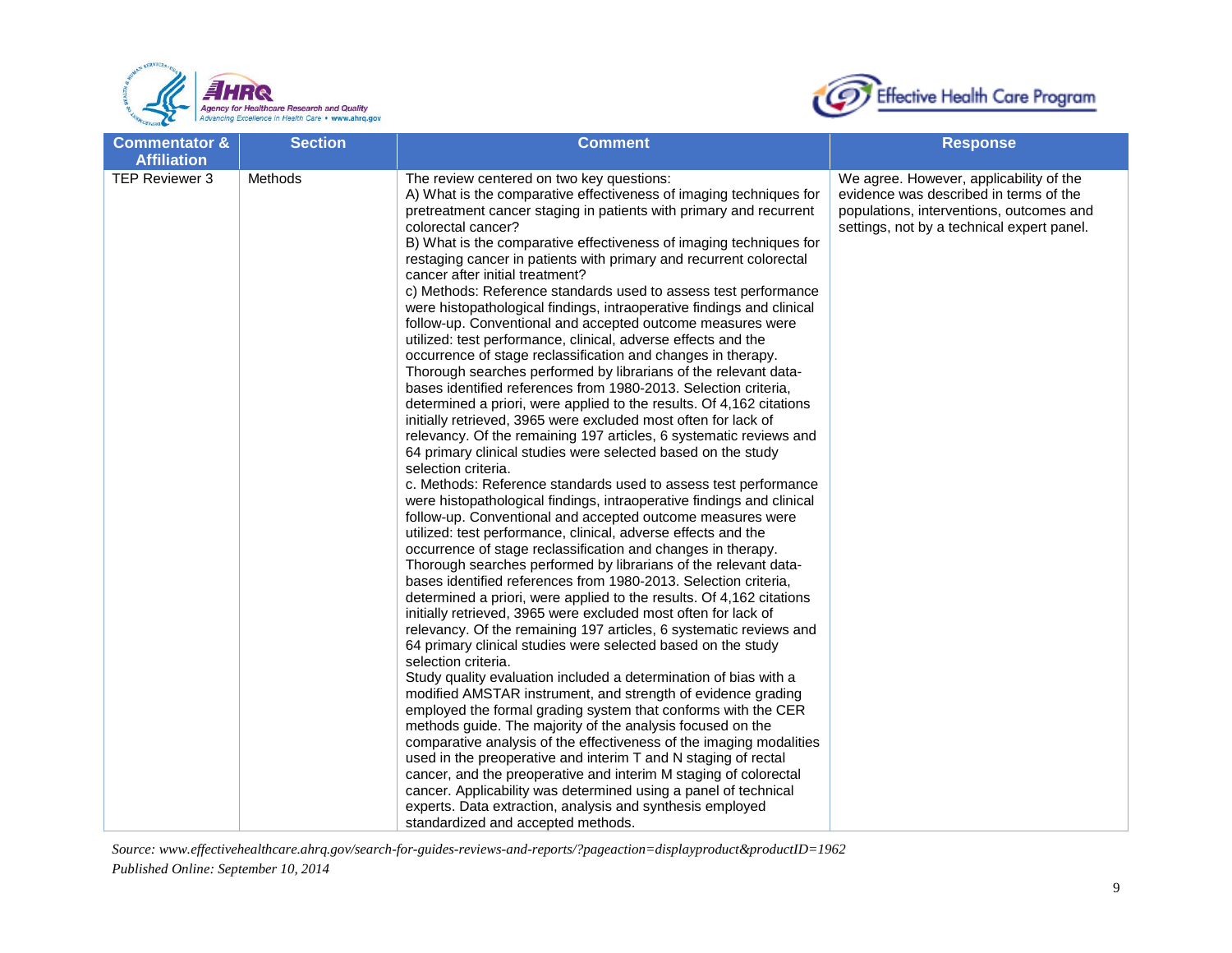| Commentator & Affiliation | Section | Comment | Response |
|---|---|---|---|
| TEP Reviewer 3 | Methods | The review centered on two key questions:<br>A) What is the comparative effectiveness of imaging techniques for pretreatment cancer staging in patients with primary and recurrent colorectal cancer?<br>B) What is the comparative effectiveness of imaging techniques for restaging cancer in patients with primary and recurrent colorectal cancer after initial treatment?<br>c) Methods: Reference standards used to assess test performance were histopathological findings, intraoperative findings and clinical follow-up. Conventional and accepted outcome measures were utilized: test performance, clinical, adverse effects and the occurrence of stage reclassification and changes in therapy. Thorough searches performed by librarians of the relevant data-bases identified references from 1980-2013. Selection criteria, determined a priori, were applied to the results. Of 4,162 citations initially retrieved, 3965 were excluded most often for lack of relevancy. Of the remaining 197 articles, 6 systematic reviews and 64 primary clinical studies were selected based on the study selection criteria.<br>c. Methods: Reference standards used to assess test performance were histopathological findings, intraoperative findings and clinical follow-up. Conventional and accepted outcome measures were utilized: test performance, clinical, adverse effects and the occurrence of stage reclassification and changes in therapy. Thorough searches performed by librarians of the relevant data-bases identified references from 1980-2013. Selection criteria, determined a priori, were applied to the results. Of 4,162 citations initially retrieved, 3965 were excluded most often for lack of relevancy. Of the remaining 197 articles, 6 systematic reviews and 64 primary clinical studies were selected based on the study selection criteria.<br>Study quality evaluation included a determination of bias with a modified AMSTAR instrument, and strength of evidence grading employed the formal grading system that conforms with the CER methods guide. The majority of the analysis focused on the comparative analysis of the effectiveness of the imaging modalities used in the preoperative and interim T and N staging of rectal cancer, and the preoperative and interim M staging of colorectal cancer. Applicability was determined using a panel of technical experts. Data extraction, analysis and synthesis employed standardized and accepted methods. | We agree. However, applicability of the evidence was described in terms of the populations, interventions, outcomes and settings, not by a technical expert panel. |

*Source: www.effectivehealthcare.ahrq.gov/search-for-guides-reviews-and-reports/?pageaction=displayproduct&productID=1962*
*Published Online: September 10, 2014*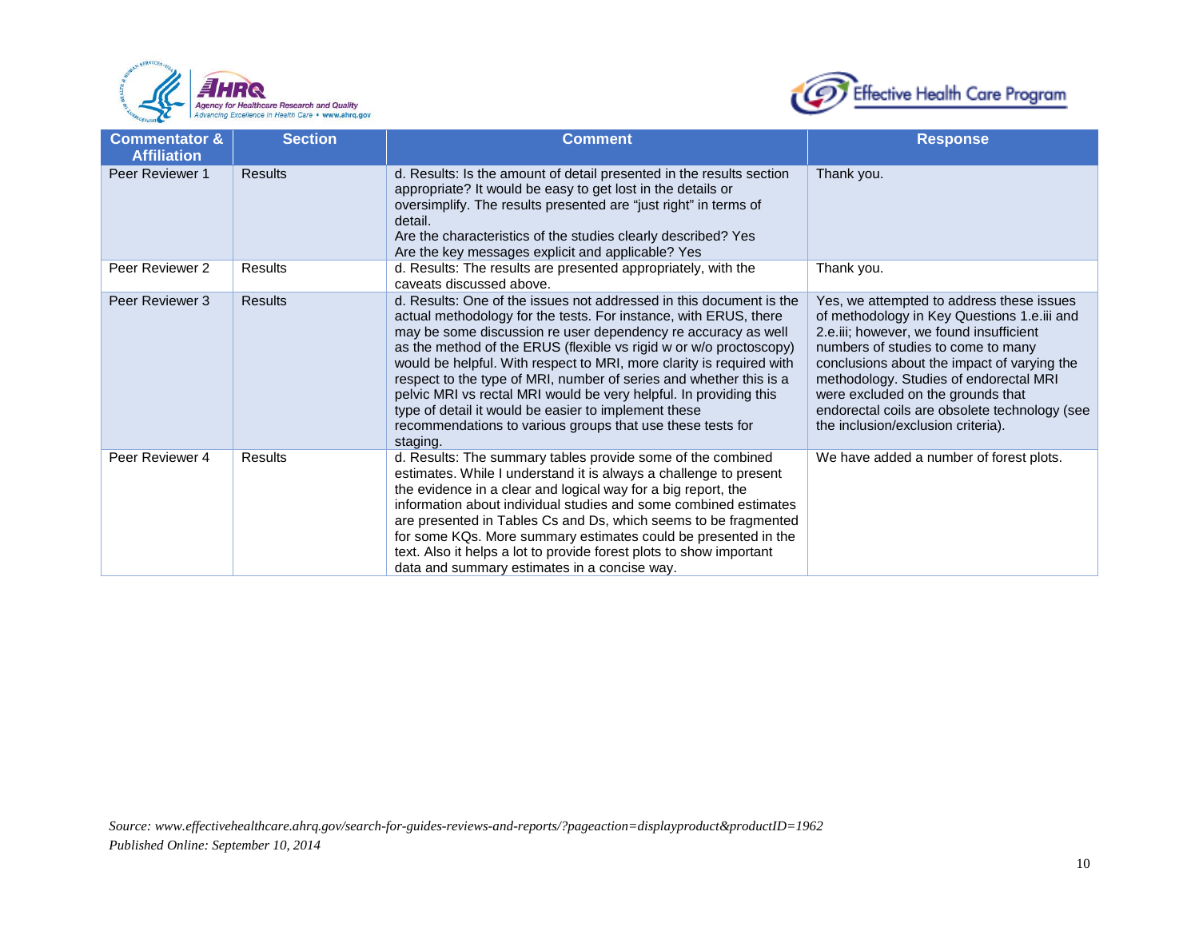| Commentator & Affiliation | Section | Comment | Response |
|---|---|---|---|
| Peer Reviewer 1 | Results | d. Results: Is the amount of detail presented in the results section appropriate? It would be easy to get lost in the details or oversimplify. The results presented are "just right" in terms of detail.<br>Are the characteristics of the studies clearly described? Yes<br>Are the key messages explicit and applicable? Yes | Thank you. |
| Peer Reviewer 2 | Results | d. Results: The results are presented appropriately, with the caveats discussed above. | Thank you. |
| Peer Reviewer 3 | Results | d. Results: One of the issues not addressed in this document is the actual methodology for the tests. For instance, with ERUS, there may be some discussion re user dependency re accuracy as well as the method of the ERUS (flexible vs rigid w or w/o proctoscopy) would be helpful. With respect to MRI, more clarity is required with respect to the type of MRI, number of series and whether this is a pelvic MRI vs rectal MRI would be very helpful. In providing this type of detail it would be easier to implement these recommendations to various groups that use these tests for staging. | Yes, we attempted to address these issues of methodology in Key Questions 1.e.iii and 2.e.iii; however, we found insufficient numbers of studies to come to many conclusions about the impact of varying the methodology. Studies of endorectal MRI were excluded on the grounds that endorectal coils are obsolete technology (see the inclusion/exclusion criteria). |
| Peer Reviewer 4 | Results | d. Results: The summary tables provide some of the combined estimates. While I understand it is always a challenge to present the evidence in a clear and logical way for a big report, the information about individual studies and some combined estimates are presented in Tables Cs and Ds, which seems to be fragmented for some KQs. More summary estimates could be presented in the text. Also it helps a lot to provide forest plots to show important data and summary estimates in a concise way. | We have added a number of forest plots. |

*Source: www.effectivehealthcare.ahrq.gov/search-for-guides-reviews-and-reports/?pageaction=displayproduct&productID=1962*
*Published Online: September 10, 2014*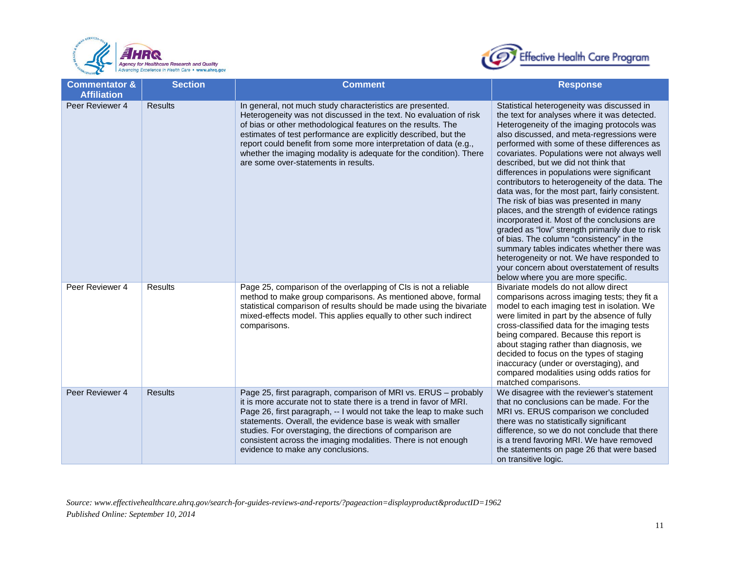| Commentator & Affiliation | Section | Comment | Response |
|---|---|---|---|
| Peer Reviewer 4 | Results | In general, not much study characteristics are presented. Heterogeneity was not discussed in the text. No evaluation of risk of bias or other methodological features on the results. The estimates of test performance are explicitly described, but the report could benefit from some more interpretation of data (e.g., whether the imaging modality is adequate for the condition). There are some over-statements in results. | Statistical heterogeneity was discussed in the text for analyses where it was detected. Heterogeneity of the imaging protocols was also discussed, and meta-regressions were performed with some of these differences as covariates. Populations were not always well described, but we did not think that differences in populations were significant contributors to heterogeneity of the data. The data was, for the most part, fairly consistent. The risk of bias was presented in many places, and the strength of evidence ratings incorporated it. Most of the conclusions are graded as "low" strength primarily due to risk of bias. The column "consistency" in the summary tables indicates whether there was heterogeneity or not. We have responded to your concern about overstatement of results below where you are more specific. |
| Peer Reviewer 4 | Results | Page 25, comparison of the overlapping of CIs is not a reliable method to make group comparisons. As mentioned above, formal statistical comparison of results should be made using the bivariate mixed-effects model. This applies equally to other such indirect comparisons. | Bivariate models do not allow direct comparisons across imaging tests; they fit a model to each imaging test in isolation. We were limited in part by the absence of fully cross-classified data for the imaging tests being compared. Because this report is about staging rather than diagnosis, we decided to focus on the types of staging inaccuracy (under or overstaging), and compared modalities using odds ratios for matched comparisons. |
| Peer Reviewer 4 | Results | Page 25, first paragraph, comparison of MRI vs. ERUS – probably it is more accurate not to state there is a trend in favor of MRI. Page 26, first paragraph, -- I would not take the leap to make such statements. Overall, the evidence base is weak with smaller studies. For overstaging, the directions of comparison are consistent across the imaging modalities. There is not enough evidence to make any conclusions. | We disagree with the reviewer's statement that no conclusions can be made. For the MRI vs. ERUS comparison we concluded there was no statistically significant difference, so we do not conclude that there is a trend favoring MRI. We have removed the statements on page 26 that were based on transitive logic. |

*Source: www.effectivehealthcare.ahrq.gov/search-for-guides-reviews-and-reports/?pageaction=displayproduct&productID=1962*
*Published Online: September 10, 2014*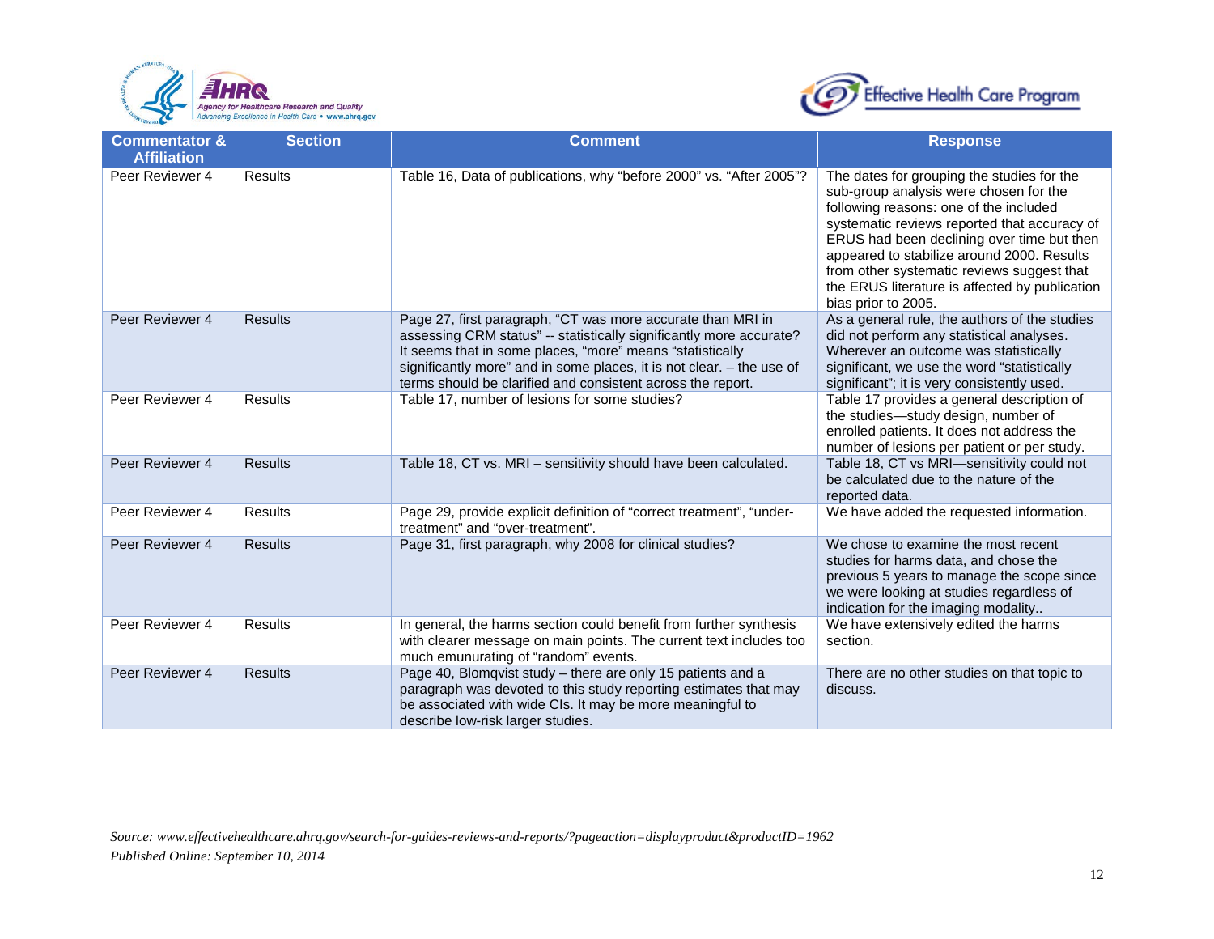| Commentator & Affiliation | Section | Comment | Response |
|---|---|---|---|
| Peer Reviewer 4 | Results | Table 16, Data of publications, why "before 2000" vs. "After 2005"? | The dates for grouping the studies for the sub-group analysis were chosen for the following reasons: one of the included systematic reviews reported that accuracy of ERUS had been declining over time but then appeared to stabilize around 2000. Results from other systematic reviews suggest that the ERUS literature is affected by publication bias prior to 2005. |
| Peer Reviewer 4 | Results | Page 27, first paragraph, "CT was more accurate than MRI in assessing CRM status" -- statistically significantly more accurate? It seems that in some places, "more" means "statistically significantly more" and in some places, it is not clear. – the use of terms should be clarified and consistent across the report. | As a general rule, the authors of the studies did not perform any statistical analyses. Wherever an outcome was statistically significant, we use the word "statistically significant"; it is very consistently used. |
| Peer Reviewer 4 | Results | Table 17, number of lesions for some studies? | Table 17 provides a general description of the studies—study design, number of enrolled patients. It does not address the number of lesions per patient or per study. |
| Peer Reviewer 4 | Results | Table 18, CT vs. MRI – sensitivity should have been calculated. | Table 18, CT vs MRI—sensitivity could not be calculated due to the nature of the reported data. |
| Peer Reviewer 4 | Results | Page 29, provide explicit definition of "correct treatment", "under-treatment" and "over-treatment". | We have added the requested information. |
| Peer Reviewer 4 | Results | Page 31, first paragraph, why 2008 for clinical studies? | We chose to examine the most recent studies for harms data, and chose the previous 5 years to manage the scope since we were looking at studies regardless of indication for the imaging modality.. |
| Peer Reviewer 4 | Results | In general, the harms section could benefit from further synthesis with clearer message on main points. The current text includes too much emunurating of "random" events. | We have extensively edited the harms section. |
| Peer Reviewer 4 | Results | Page 40, Blomqvist study – there are only 15 patients and a paragraph was devoted to this study reporting estimates that may be associated with wide CIs. It may be more meaningful to describe low-risk larger studies. | There are no other studies on that topic to discuss. |

*Source: www.effectivehealthcare.ahrq.gov/search-for-guides-reviews-and-reports/?pageaction=displayproduct&productID=1962*
*Published Online: September 10, 2014*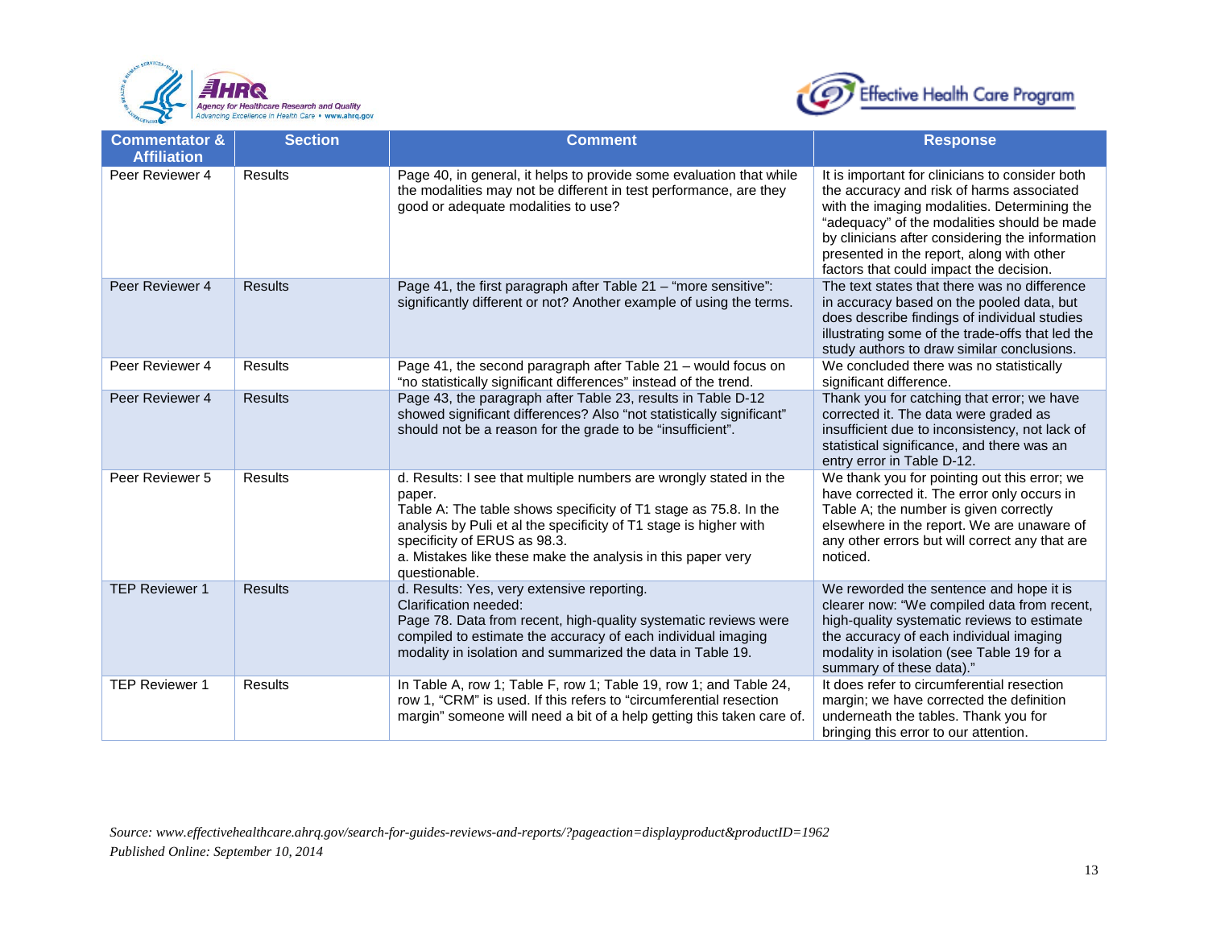| Commentator & Affiliation | Section | Comment | Response |
|---|---|---|---|
| Peer Reviewer 4 | Results | Page 40, in general, it helps to provide some evaluation that while the modalities may not be different in test performance, are they good or adequate modalities to use? | It is important for clinicians to consider both the accuracy and risk of harms associated with the imaging modalities. Determining the "adequacy" of the modalities should be made by clinicians after considering the information presented in the report, along with other factors that could impact the decision. |
| Peer Reviewer 4 | Results | Page 41, the first paragraph after Table 21 – "more sensitive": significantly different or not? Another example of using the terms. | The text states that there was no difference in accuracy based on the pooled data, but does describe findings of individual studies illustrating some of the trade-offs that led the study authors to draw similar conclusions. |
| Peer Reviewer 4 | Results | Page 41, the second paragraph after Table 21 – would focus on "no statistically significant differences" instead of the trend. | We concluded there was no statistically significant difference. |
| Peer Reviewer 4 | Results | Page 43, the paragraph after Table 23, results in Table D-12 showed significant differences? Also "not statistically significant" should not be a reason for the grade to be "insufficient". | Thank you for catching that error; we have corrected it. The data were graded as insufficient due to inconsistency, not lack of statistical significance, and there was an entry error in Table D-12. |
| Peer Reviewer 5 | Results | d. Results: I see that multiple numbers are wrongly stated in the paper.<br>Table A: The table shows specificity of T1 stage as 75.8. In the analysis by Puli et al the specificity of T1 stage is higher with specificity of ERUS as 98.3.<br>a. Mistakes like these make the analysis in this paper very questionable. | We thank you for pointing out this error; we have corrected it. The error only occurs in Table A; the number is given correctly elsewhere in the report. We are unaware of any other errors but will correct any that are noticed. |
| TEP Reviewer 1 | Results | d. Results: Yes, very extensive reporting.<br>Clarification needed:<br>Page 78. Data from recent, high-quality systematic reviews were compiled to estimate the accuracy of each individual imaging modality in isolation and summarized the data in Table 19. | We reworded the sentence and hope it is clearer now: "We compiled data from recent, high-quality systematic reviews to estimate the accuracy of each individual imaging modality in isolation (see Table 19 for a summary of these data)." |
| TEP Reviewer 1 | Results | In Table A, row 1; Table F, row 1; Table 19, row 1; and Table 24, row 1, "CRM" is used. If this refers to "circumferential resection margin" someone will need a bit of a help getting this taken care of. | It does refer to circumferential resection margin; we have corrected the definition underneath the tables. Thank you for bringing this error to our attention. |

*Source: www.effectivehealthcare.ahrq.gov/search-for-guides-reviews-and-reports/?pageaction=displayproduct&productID=1962*
*Published Online: September 10, 2014*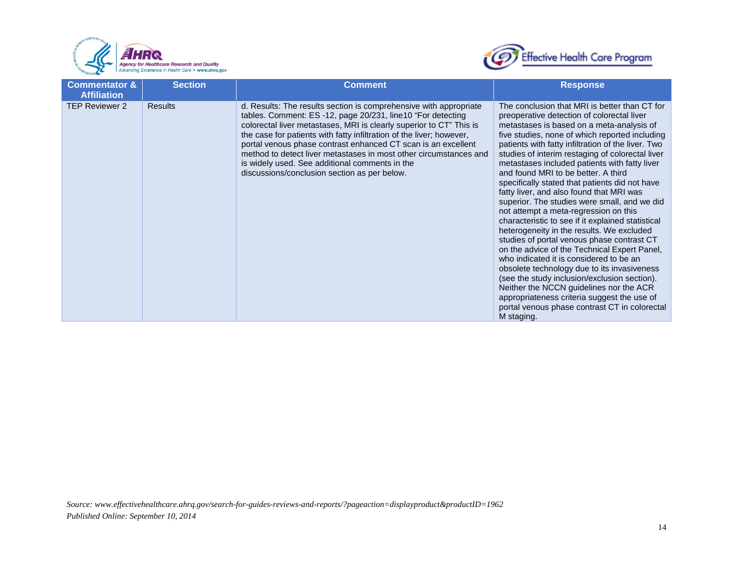| Commentator & Affiliation | Section | Comment | Response |
|---|---|---|---|
| TEP Reviewer 2 | Results | d. Results: The results section is comprehensive with appropriate tables. Comment: ES -12, page 20/231, line10 "For detecting colorectal liver metastases, MRI is clearly superior to CT" This is the case for patients with fatty infiltration of the liver; however, portal venous phase contrast enhanced CT scan is an excellent method to detect liver metastases in most other circumstances and is widely used. See additional comments in the discussions/conclusion section as per below. | The conclusion that MRI is better than CT for preoperative detection of colorectal liver metastases is based on a meta-analysis of five studies, none of which reported including patients with fatty infiltration of the liver. Two studies of interim restaging of colorectal liver metastases included patients with fatty liver and found MRI to be better. A third specifically stated that patients did not have fatty liver, and also found that MRI was superior. The studies were small, and we did not attempt a meta-regression on this characteristic to see if it explained statistical heterogeneity in the results. We excluded studies of portal venous phase contrast CT on the advice of the Technical Expert Panel, who indicated it is considered to be an obsolete technology due to its invasiveness (see the study inclusion/exclusion section). Neither the NCCN guidelines nor the ACR appropriateness criteria suggest the use of portal venous phase contrast CT in colorectal M staging. |

*Source: www.effectivehealthcare.ahrq.gov/search-for-guides-reviews-and-reports/?pageaction=displayproduct&productID=1962*
*Published Online: September 10, 2014*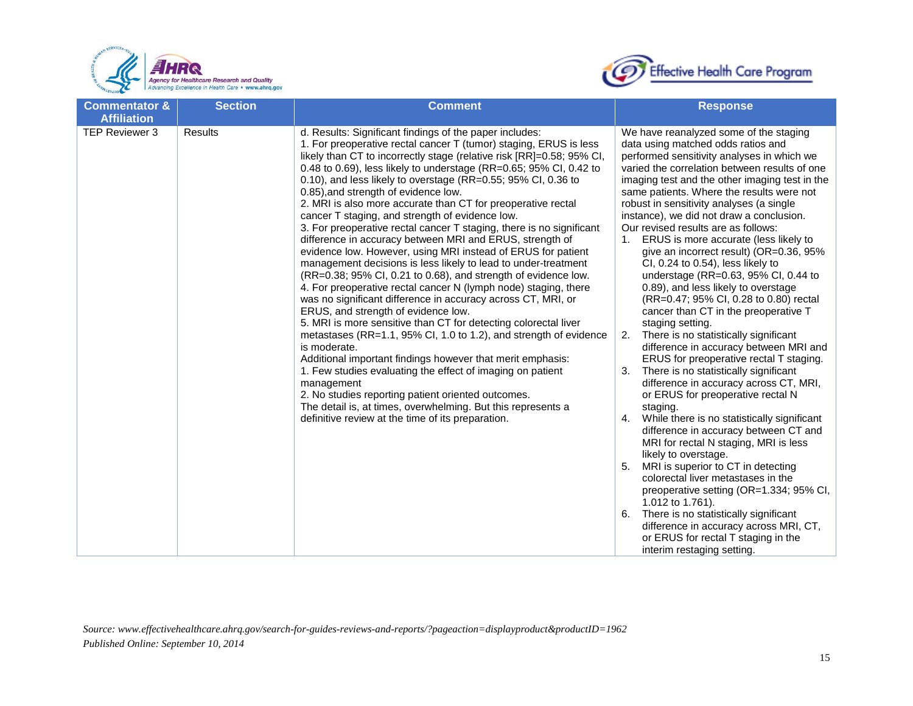| Commentator & Affiliation | Section | Comment | Response |
|---|---|---|---|
| TEP Reviewer 3 | Results | d. Results: Significant findings of the paper includes:<br>1. For preoperative rectal cancer T (tumor) staging, ERUS is less likely than CT to incorrectly stage (relative risk [RR]=0.58; 95% CI, 0.48 to 0.69), less likely to understage (RR=0.65; 95% CI, 0.42 to 0.10), and less likely to overstage (RR=0.55; 95% CI, 0.36 to 0.85),and strength of evidence low.<br>2. MRI is also more accurate than CT for preoperative rectal cancer T staging, and strength of evidence low.<br>3. For preoperative rectal cancer T staging, there is no significant difference in accuracy between MRI and ERUS, strength of evidence low. However, using MRI instead of ERUS for patient management decisions is less likely to lead to under-treatment (RR=0.38; 95% CI, 0.21 to 0.68), and strength of evidence low.<br>4. For preoperative rectal cancer N (lymph node) staging, there was no significant difference in accuracy across CT, MRI, or ERUS, and strength of evidence low.<br>5. MRI is more sensitive than CT for detecting colorectal liver metastases (RR=1.1, 95% CI, 1.0 to 1.2), and strength of evidence is moderate.<br>Additional important findings however that merit emphasis:<br>1. Few studies evaluating the effect of imaging on patient management<br>2. No studies reporting patient oriented outcomes.<br>The detail is, at times, overwhelming. But this represents a definitive review at the time of its preparation. | We have reanalyzed some of the staging data using matched odds ratios and performed sensitivity analyses in which we varied the correlation between results of one imaging test and the other imaging test in the same patients. Where the results were not robust in sensitivity analyses (a single instance), we did not draw a conclusion.<br>Our revised results are as follows:<br>1. ERUS is more accurate (less likely to give an incorrect result) (OR=0.36, 95% CI, 0.24 to 0.54), less likely to understage (RR=0.63, 95% CI, 0.44 to 0.89), and less likely to overstage (RR=0.47; 95% CI, 0.28 to 0.80) rectal cancer than CT in the preoperative T staging setting.<br>2. There is no statistically significant difference in accuracy between MRI and ERUS for preoperative rectal T staging.<br>3. There is no statistically significant difference in accuracy across CT, MRI, or ERUS for preoperative rectal N staging.<br>4. While there is no statistically significant difference in accuracy between CT and MRI for rectal N staging, MRI is less likely to overstage.<br>5. MRI is superior to CT in detecting colorectal liver metastases in the preoperative setting (OR=1.334; 95% CI, 1.012 to 1.761).<br>6. There is no statistically significant difference in accuracy across MRI, CT, or ERUS for rectal T staging in the interim restaging setting. |

*Source: www.effectivehealthcare.ahrq.gov/search-for-guides-reviews-and-reports/?pageaction=displayproduct&productID=1962*
*Published Online: September 10, 2014*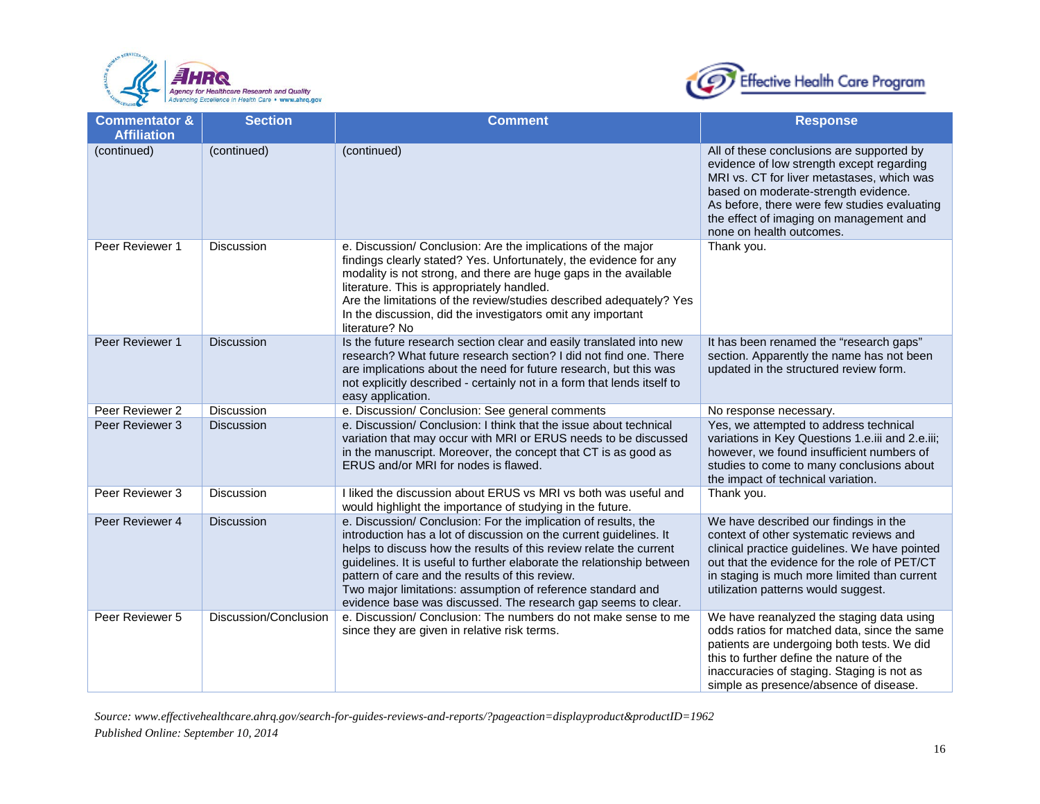| Commentator & Affiliation | Section | Comment | Response |
|---|---|---|---|
| (continued) | (continued) | (continued) | All of these conclusions are supported by evidence of low strength except regarding MRI vs. CT for liver metastases, which was based on moderate-strength evidence.<br>As before, there were few studies evaluating the effect of imaging on management and none on health outcomes. |
| Peer Reviewer 1 | Discussion | e. Discussion/ Conclusion: Are the implications of the major findings clearly stated? Yes. Unfortunately, the evidence for any modality is not strong, and there are huge gaps in the available literature. This is appropriately handled.<br>Are the limitations of the review/studies described adequately? Yes<br>In the discussion, did the investigators omit any important literature? No | Thank you. |
| Peer Reviewer 1 | Discussion | Is the future research section clear and easily translated into new research? What future research section? I did not find one. There are implications about the need for future research, but this was not explicitly described - certainly not in a form that lends itself to easy application. | It has been renamed the "research gaps" section. Apparently the name has not been updated in the structured review form. |
| Peer Reviewer 2 | Discussion | e. Discussion/ Conclusion: See general comments | No response necessary. |
| Peer Reviewer 3 | Discussion | e. Discussion/ Conclusion: I think that the issue about technical variation that may occur with MRI or ERUS needs to be discussed in the manuscript. Moreover, the concept that CT is as good as ERUS and/or MRI for nodes is flawed. | Yes, we attempted to address technical variations in Key Questions 1.e.iii and 2.e.iii; however, we found insufficient numbers of studies to come to many conclusions about the impact of technical variation. |
| Peer Reviewer 3 | Discussion | I liked the discussion about ERUS vs MRI vs both was useful and would highlight the importance of studying in the future. | Thank you. |
| Peer Reviewer 4 | Discussion | e. Discussion/ Conclusion: For the implication of results, the introduction has a lot of discussion on the current guidelines. It helps to discuss how the results of this review relate the current guidelines. It is useful to further elaborate the relationship between pattern of care and the results of this review.<br>Two major limitations: assumption of reference standard and evidence base was discussed. The research gap seems to clear. | We have described our findings in the context of other systematic reviews and clinical practice guidelines. We have pointed out that the evidence for the role of PET/CT in staging is much more limited than current utilization patterns would suggest. |
| Peer Reviewer 5 | Discussion/Conclusion | e. Discussion/ Conclusion: The numbers do not make sense to me since they are given in relative risk terms. | We have reanalyzed the staging data using odds ratios for matched data, since the same patients are undergoing both tests. We did this to further define the nature of the inaccuracies of staging. Staging is not as simple as presence/absence of disease. |

*Source: www.effectivehealthcare.ahrq.gov/search-for-guides-reviews-and-reports/?pageaction=displayproduct&productID=1962*
*Published Online: September 10, 2014*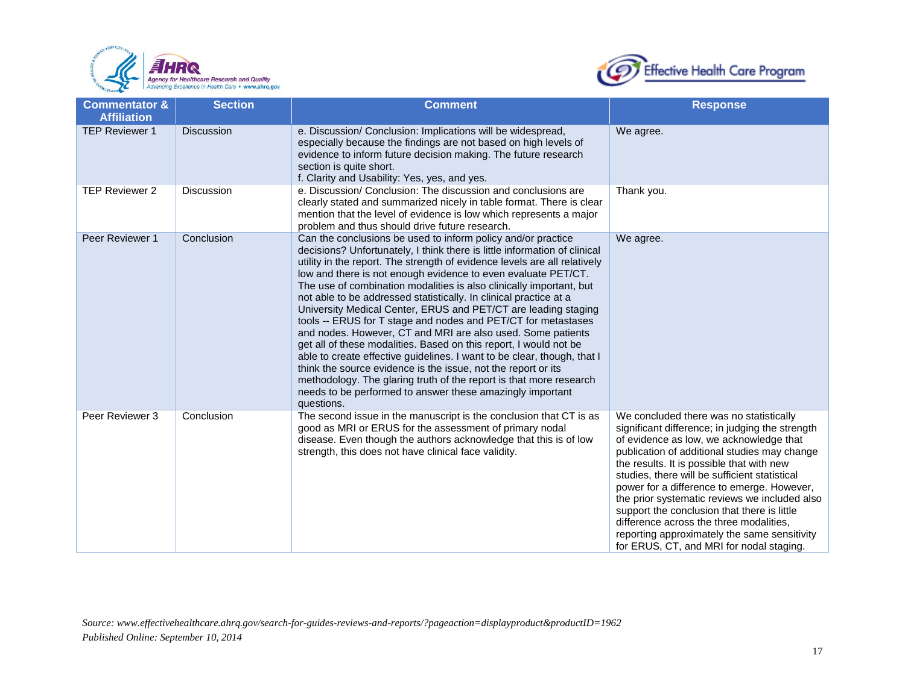| Commentator & Affiliation | Section | Comment | Response |
| --- | --- | --- | --- |
| TEP Reviewer 1 | Discussion | e. Discussion/ Conclusion: Implications will be widespread, especially because the findings are not based on high levels of evidence to inform future decision making. The future research section is quite short.<br>f. Clarity and Usability: Yes, yes, and yes. | We agree. |
| TEP Reviewer 2 | Discussion | e. Discussion/ Conclusion: The discussion and conclusions are clearly stated and summarized nicely in table format. There is clear mention that the level of evidence is low which represents a major problem and thus should drive future research. | Thank you. |
| Peer Reviewer 1 | Conclusion | Can the conclusions be used to inform policy and/or practice decisions? Unfortunately, I think there is little information of clinical utility in the report. The strength of evidence levels are all relatively low and there is not enough evidence to even evaluate PET/CT. The use of combination modalities is also clinically important, but not able to be addressed statistically. In clinical practice at a University Medical Center, ERUS and PET/CT are leading staging tools -- ERUS for T stage and nodes and PET/CT for metastases and nodes. However, CT and MRI are also used. Some patients get all of these modalities. Based on this report, I would not be able to create effective guidelines. I want to be clear, though, that I think the source evidence is the issue, not the report or its methodology. The glaring truth of the report is that more research needs to be performed to answer these amazingly important questions. | We agree. |
| Peer Reviewer 3 | Conclusion | The second issue in the manuscript is the conclusion that CT is as good as MRI or ERUS for the assessment of primary nodal disease. Even though the authors acknowledge that this is of low strength, this does not have clinical face validity. | We concluded there was no statistically significant difference; in judging the strength of evidence as low, we acknowledge that publication of additional studies may change the results. It is possible that with new studies, there will be sufficient statistical power for a difference to emerge. However, the prior systematic reviews we included also support the conclusion that there is little difference across the three modalities, reporting approximately the same sensitivity for ERUS, CT, and MRI for nodal staging. |

*Source: www.effectivehealthcare.ahrq.gov/search-for-guides-reviews-and-reports/?pageaction=displayproduct&productID=1962*
*Published Online: September 10, 2014*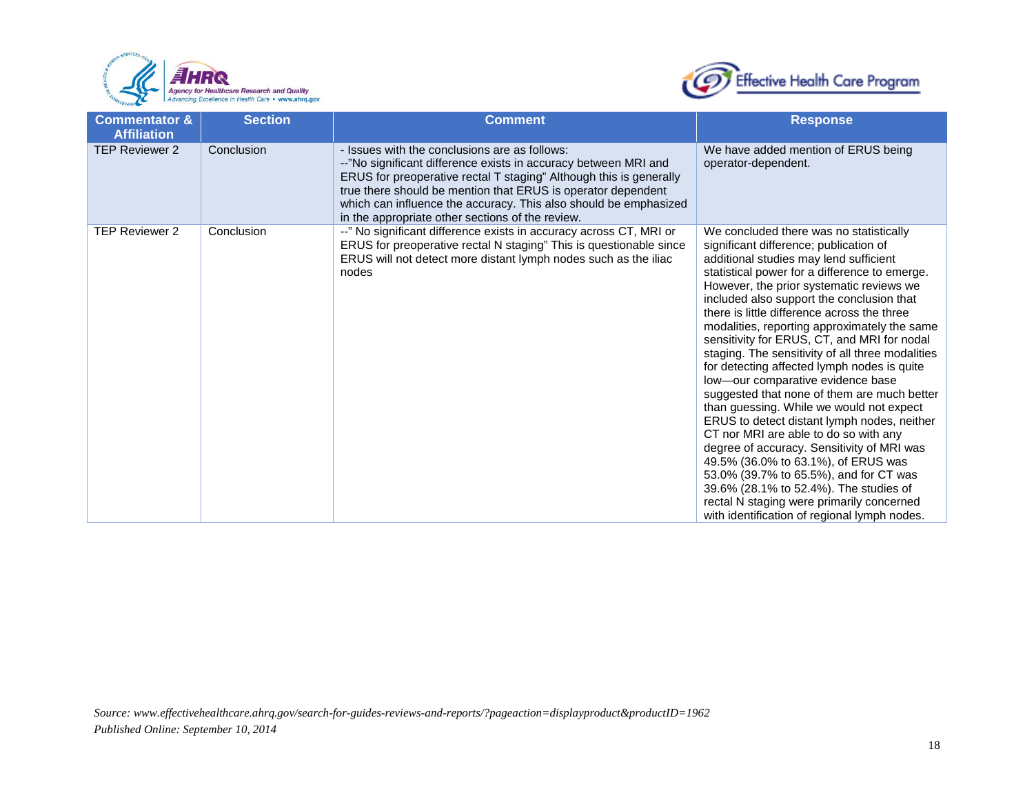| Commentator & Affiliation | Section | Comment | Response |
|---|---|---|---|
| TEP Reviewer 2 | Conclusion | - Issues with the conclusions are as follows: --"No significant difference exists in accuracy between MRI and ERUS for preoperative rectal T staging" Although this is generally true there should be mention that ERUS is operator dependent which can influence the accuracy. This also should be emphasized in the appropriate other sections of the review. | We have added mention of ERUS being operator-dependent. |
| TEP Reviewer 2 | Conclusion | --" No significant difference exists in accuracy across CT, MRI or ERUS for preoperative rectal N staging" This is questionable since ERUS will not detect more distant lymph nodes such as the iliac nodes | We concluded there was no statistically significant difference; publication of additional studies may lend sufficient statistical power for a difference to emerge. However, the prior systematic reviews we included also support the conclusion that there is little difference across the three modalities, reporting approximately the same sensitivity for ERUS, CT, and MRI for nodal staging. The sensitivity of all three modalities for detecting affected lymph nodes is quite low—our comparative evidence base suggested that none of them are much better than guessing. While we would not expect ERUS to detect distant lymph nodes, neither CT nor MRI are able to do so with any degree of accuracy. Sensitivity of MRI was 49.5% (36.0% to 63.1%), of ERUS was 53.0% (39.7% to 65.5%), and for CT was 39.6% (28.1% to 52.4%). The studies of rectal N staging were primarily concerned with identification of regional lymph nodes. |

*Source: www.effectivehealthcare.ahrq.gov/search-for-guides-reviews-and-reports/?pageaction=displayproduct&productID=1962*
*Published Online: September 10, 2014*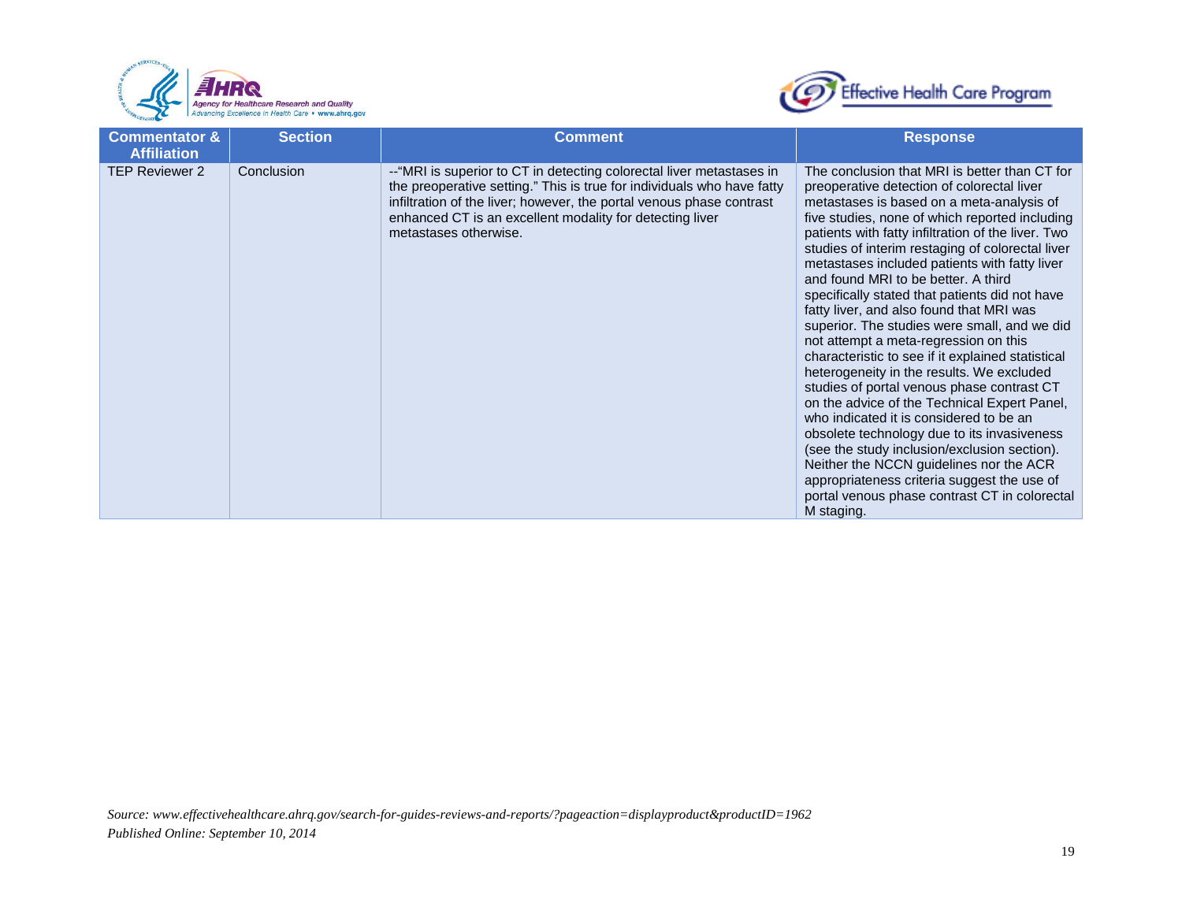| Commentator & Affiliation | Section | Comment | Response |
| --- | --- | --- | --- |
| TEP Reviewer 2 | Conclusion | --"MRI is superior to CT in detecting colorectal liver metastases in the preoperative setting." This is true for individuals who have fatty infiltration of the liver; however, the portal venous phase contrast enhanced CT is an excellent modality for detecting liver metastases otherwise. | The conclusion that MRI is better than CT for preoperative detection of colorectal liver metastases is based on a meta-analysis of five studies, none of which reported including patients with fatty infiltration of the liver. Two studies of interim restaging of colorectal liver metastases included patients with fatty liver and found MRI to be better. A third specifically stated that patients did not have fatty liver, and also found that MRI was superior. The studies were small, and we did not attempt a meta-regression on this characteristic to see if it explained statistical heterogeneity in the results. We excluded studies of portal venous phase contrast CT on the advice of the Technical Expert Panel, who indicated it is considered to be an obsolete technology due to its invasiveness (see the study inclusion/exclusion section). Neither the NCCN guidelines nor the ACR appropriateness criteria suggest the use of portal venous phase contrast CT in colorectal M staging. |

*Source: www.effectivehealthcare.ahrq.gov/search-for-guides-reviews-and-reports/?pageaction=displayproduct&productID=1962*
*Published Online: September 10, 2014*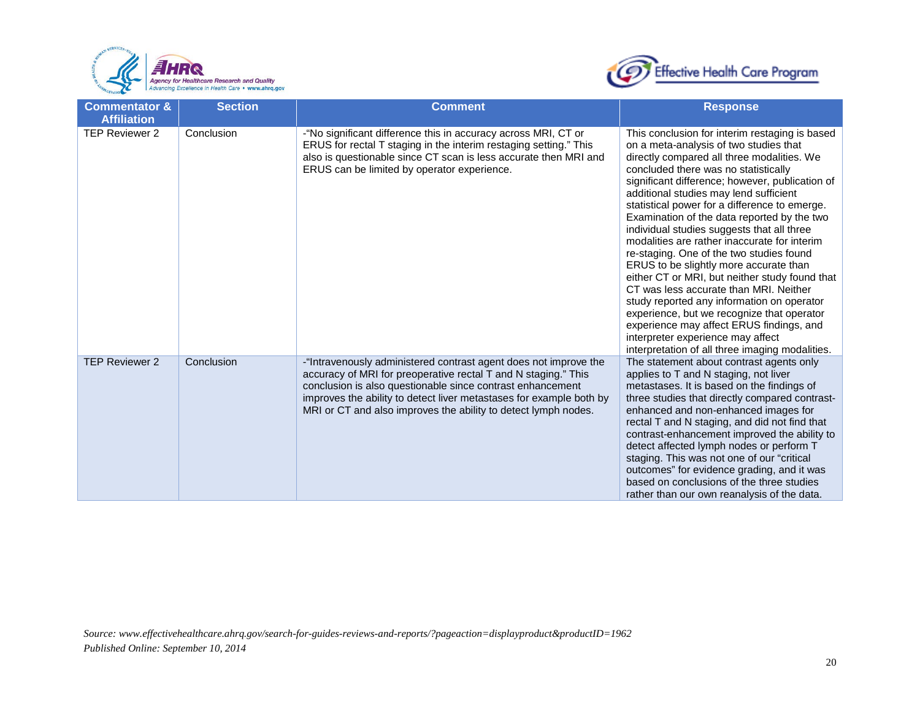| Commentator & Affiliation | Section | Comment | Response |
|---|---|---|---|
| TEP Reviewer 2 | Conclusion | -"No significant difference this in accuracy across MRI, CT or ERUS for rectal T staging in the interim restaging setting." This also is questionable since CT scan is less accurate then MRI and ERUS can be limited by operator experience. | This conclusion for interim restaging is based on a meta-analysis of two studies that directly compared all three modalities. We concluded there was no statistically significant difference; however, publication of additional studies may lend sufficient statistical power for a difference to emerge. Examination of the data reported by the two individual studies suggests that all three modalities are rather inaccurate for interim re-staging. One of the two studies found ERUS to be slightly more accurate than either CT or MRI, but neither study found that CT was less accurate than MRI. Neither study reported any information on operator experience, but we recognize that operator experience may affect ERUS findings, and interpreter experience may affect interpretation of all three imaging modalities. |
| TEP Reviewer 2 | Conclusion | -"Intravenously administered contrast agent does not improve the accuracy of MRI for preoperative rectal T and N staging." This conclusion is also questionable since contrast enhancement improves the ability to detect liver metastases for example both by MRI or CT and also improves the ability to detect lymph nodes. | The statement about contrast agents only applies to T and N staging, not liver metastases. It is based on the findings of three studies that directly compared contrast-enhanced and non-enhanced images for rectal T and N staging, and did not find that contrast-enhancement improved the ability to detect affected lymph nodes or perform T staging. This was not one of our "critical outcomes" for evidence grading, and it was based on conclusions of the three studies rather than our own reanalysis of the data. |

*Source: www.effectivehealthcare.ahrq.gov/search-for-guides-reviews-and-reports/?pageaction=displayproduct&productID=1962*
*Published Online: September 10, 2014*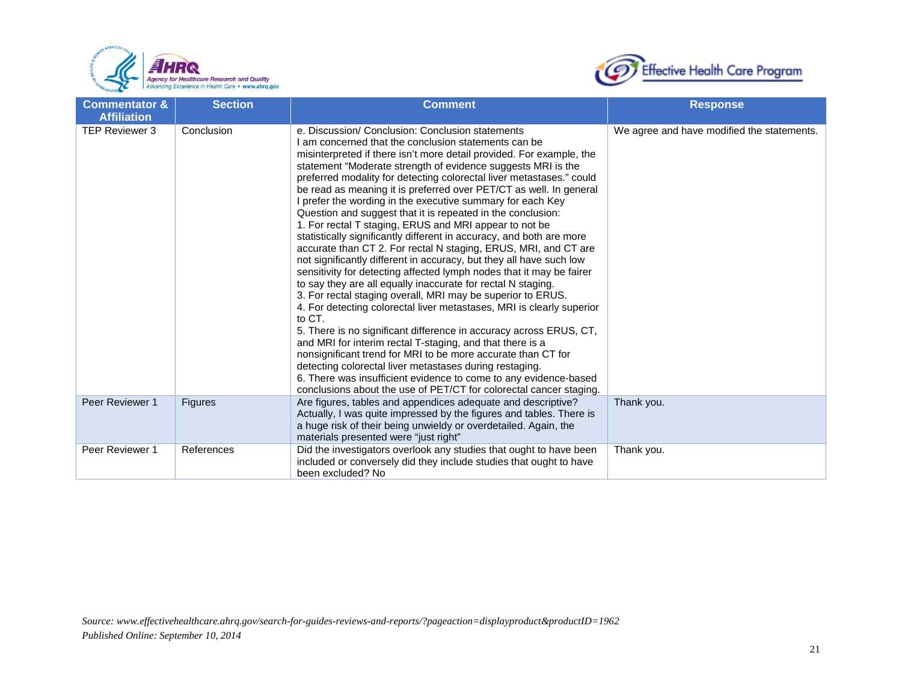| Commentator & Affiliation | Section | Comment | Response |
|---|---|---|---|
| TEP Reviewer 3 | Conclusion | e. Discussion/ Conclusion: Conclusion statements<br>I am concerned that the conclusion statements can be misinterpreted if there isn't more detail provided. For example, the statement "Moderate strength of evidence suggests MRI is the preferred modality for detecting colorectal liver metastases." could be read as meaning it is preferred over PET/CT as well. In general I prefer the wording in the executive summary for each Key Question and suggest that it is repeated in the conclusion:<br>1. For rectal T staging, ERUS and MRI appear to not be statistically significantly different in accuracy, and both are more accurate than CT 2. For rectal N staging, ERUS, MRI, and CT are not significantly different in accuracy, but they all have such low sensitivity for detecting affected lymph nodes that it may be fairer to say they are all equally inaccurate for rectal N staging.<br>3. For rectal staging overall, MRI may be superior to ERUS.<br>4. For detecting colorectal liver metastases, MRI is clearly superior to CT.<br>5. There is no significant difference in accuracy across ERUS, CT, and MRI for interim rectal T-staging, and that there is a nonsignificant trend for MRI to be more accurate than CT for detecting colorectal liver metastases during restaging.<br>6. There was insufficient evidence to come to any evidence-based conclusions about the use of PET/CT for colorectal cancer staging. | We agree and have modified the statements. |
| Peer Reviewer 1 | Figures | Are figures, tables and appendices adequate and descriptive? Actually, I was quite impressed by the figures and tables. There is a huge risk of their being unwieldy or overdetailed. Again, the materials presented were "just right" | Thank you. |
| Peer Reviewer 1 | References | Did the investigators overlook any studies that ought to have been included or conversely did they include studies that ought to have been excluded? No | Thank you. |

*Source: www.effectivehealthcare.ahrq.gov/search-for-guides-reviews-and-reports/?pageaction=displayproduct&productID=1962*
*Published Online: September 10, 2014*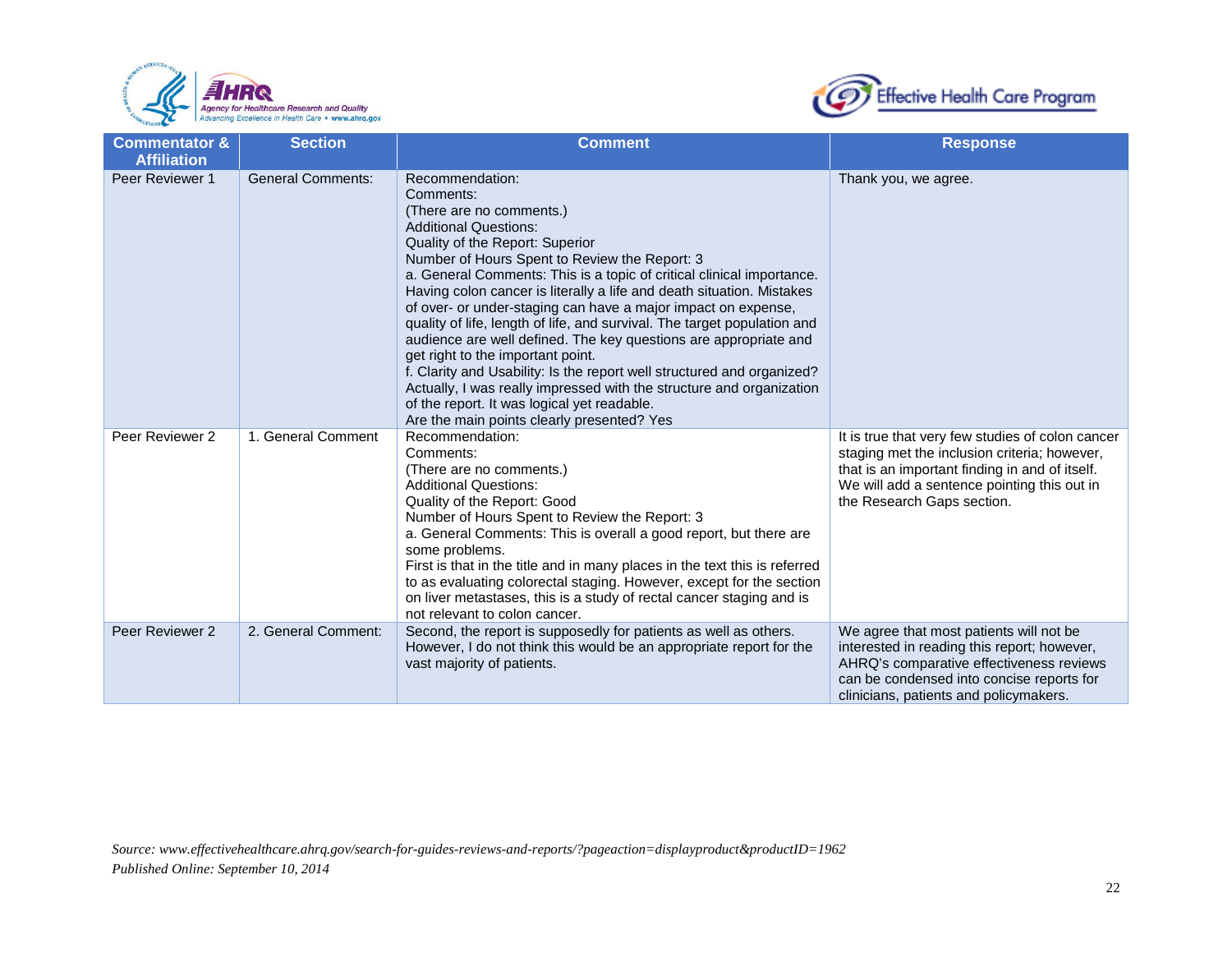| Commentator & Affiliation | Section | Comment | Response |
|---|---|---|---|
| Peer Reviewer 1 | General Comments: | Recommendation:<br>Comments:<br>(There are no comments.)<br>Additional Questions:<br>Quality of the Report: Superior<br>Number of Hours Spent to Review the Report: 3<br>a. General Comments: This is a topic of critical clinical importance. Having colon cancer is literally a life and death situation. Mistakes of over- or under-staging can have a major impact on expense, quality of life, length of life, and survival. The target population and audience are well defined. The key questions are appropriate and get right to the important point.<br>f. Clarity and Usability: Is the report well structured and organized? Actually, I was really impressed with the structure and organization of the report. It was logical yet readable.<br>Are the main points clearly presented? Yes | Thank you, we agree. |
| Peer Reviewer 2 | 1. General Comment | Recommendation:<br>Comments:<br>(There are no comments.)<br>Additional Questions:<br>Quality of the Report: Good<br>Number of Hours Spent to Review the Report: 3<br>a. General Comments: This is overall a good report, but there are some problems.<br>First is that in the title and in many places in the text this is referred to as evaluating colorectal staging. However, except for the section on liver metastases, this is a study of rectal cancer staging and is not relevant to colon cancer. | It is true that very few studies of colon cancer staging met the inclusion criteria; however, that is an important finding in and of itself. We will add a sentence pointing this out in the Research Gaps section. |
| Peer Reviewer 2 | 2. General Comment: | Second, the report is supposedly for patients as well as others. However, I do not think this would be an appropriate report for the vast majority of patients. | We agree that most patients will not be interested in reading this report; however, AHRQ's comparative effectiveness reviews can be condensed into concise reports for clinicians, patients and policymakers. |

*Source: www.effectivehealthcare.ahrq.gov/search-for-guides-reviews-and-reports/?pageaction=displayproduct&productID=1962*
*Published Online: September 10, 2014*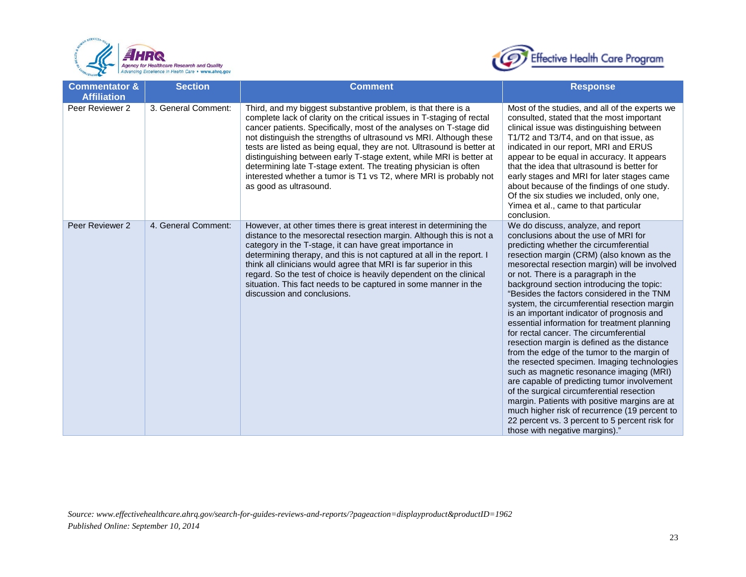| Commentator & Affiliation | Section | Comment | Response |
|---|---|---|---|
| Peer Reviewer 2 | 3. General Comment: | Third, and my biggest substantive problem, is that there is a complete lack of clarity on the critical issues in T-staging of rectal cancer patients. Specifically, most of the analyses on T-stage did not distinguish the strengths of ultrasound vs MRI. Although these tests are listed as being equal, they are not. Ultrasound is better at distinguishing between early T-stage extent, while MRI is better at determining late T-stage extent. The treating physician is often interested whether a tumor is T1 vs T2, where MRI is probably not as good as ultrasound. | Most of the studies, and all of the experts we consulted, stated that the most important clinical issue was distinguishing between T1/T2 and T3/T4, and on that issue, as indicated in our report, MRI and ERUS appear to be equal in accuracy. It appears that the idea that ultrasound is better for early stages and MRI for later stages came about because of the findings of one study. Of the six studies we included, only one, Yimea et al., came to that particular conclusion. |
| Peer Reviewer 2 | 4. General Comment: | However, at other times there is great interest in determining the distance to the mesorectal resection margin. Although this is not a category in the T-stage, it can have great importance in determining therapy, and this is not captured at all in the report. I think all clinicians would agree that MRI is far superior in this regard. So the test of choice is heavily dependent on the clinical situation. This fact needs to be captured in some manner in the discussion and conclusions. | We do discuss, analyze, and report conclusions about the use of MRI for predicting whether the circumferential resection margin (CRM) (also known as the mesorectal resection margin) will be involved or not. There is a paragraph in the background section introducing the topic: "Besides the factors considered in the TNM system, the circumferential resection margin is an important indicator of prognosis and essential information for treatment planning for rectal cancer. The circumferential resection margin is defined as the distance from the edge of the tumor to the margin of the resected specimen. Imaging technologies such as magnetic resonance imaging (MRI) are capable of predicting tumor involvement of the surgical circumferential resection margin. Patients with positive margins are at much higher risk of recurrence (19 percent to 22 percent vs. 3 percent to 5 percent risk for those with negative margins)." |

*Source: www.effectivehealthcare.ahrq.gov/search-for-guides-reviews-and-reports/?pageaction=displayproduct&productID=1962*
*Published Online: September 10, 2014*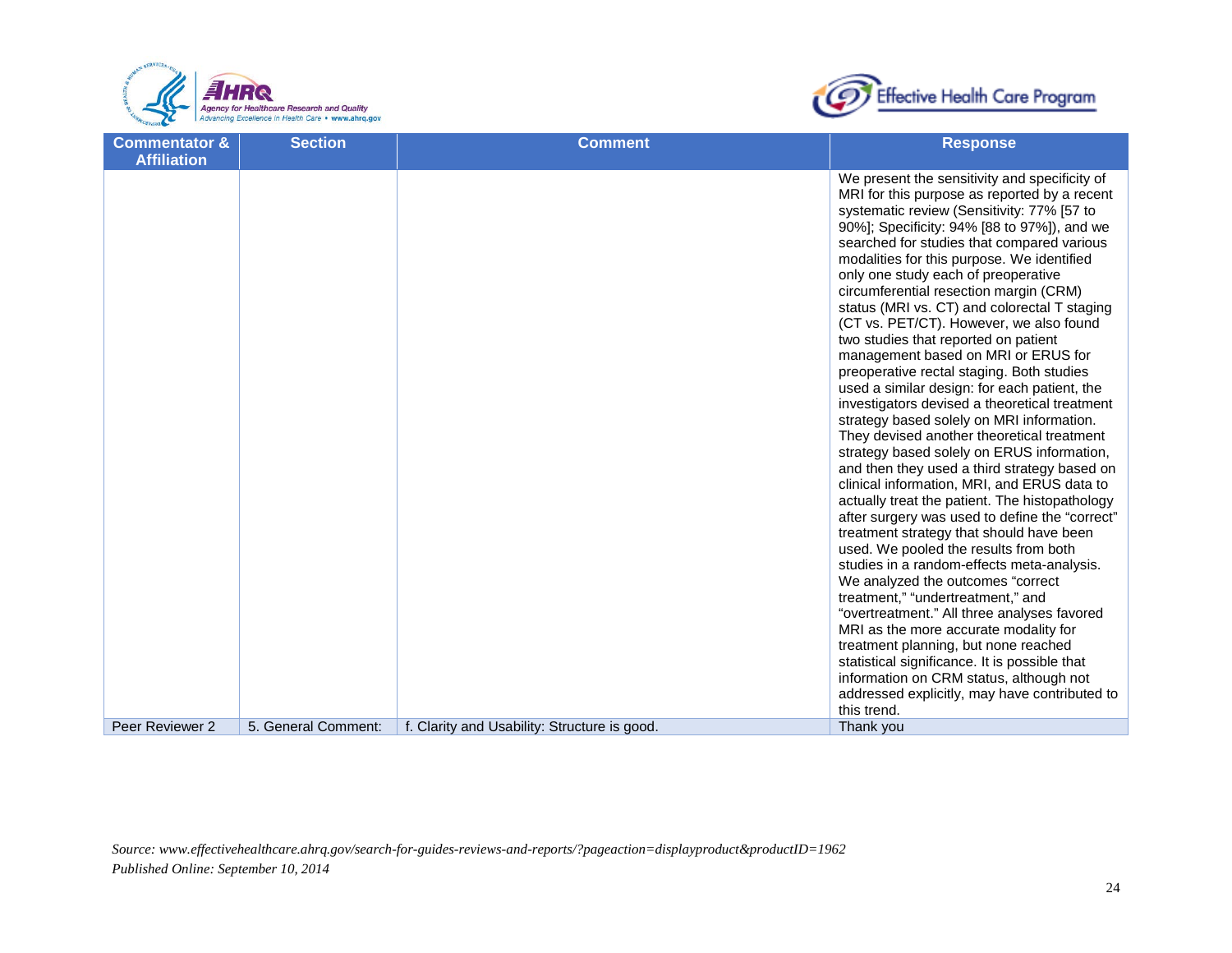| Commentator & Affiliation | Section | Comment | Response |
| --- | --- | --- | --- |
| | | | We present the sensitivity and specificity of MRI for this purpose as reported by a recent systematic review (Sensitivity: 77% [57 to 90%]; Specificity: 94% [88 to 97%]), and we searched for studies that compared various modalities for this purpose. We identified only one study each of preoperative circumferential resection margin (CRM) status (MRI vs. CT) and colorectal T staging (CT vs. PET/CT). However, we also found two studies that reported on patient management based on MRI or ERUS for preoperative rectal staging. Both studies used a similar design: for each patient, the investigators devised a theoretical treatment strategy based solely on MRI information. They devised another theoretical treatment strategy based solely on ERUS information, and then they used a third strategy based on clinical information, MRI, and ERUS data to actually treat the patient. The histopathology after surgery was used to define the "correct" treatment strategy that should have been used. We pooled the results from both studies in a random-effects meta-analysis. We analyzed the outcomes "correct treatment," "undertreatment," and "overtreatment." All three analyses favored MRI as the more accurate modality for treatment planning, but none reached statistical significance. It is possible that information on CRM status, although not addressed explicitly, may have contributed to this trend. |
| Peer Reviewer 2 | 5. General Comment: | f. Clarity and Usability: Structure is good. | Thank you |

*Source: www.effectivehealthcare.ahrq.gov/search-for-guides-reviews-and-reports/?pageaction=displayproduct&productID=1962*
*Published Online: September 10, 2014*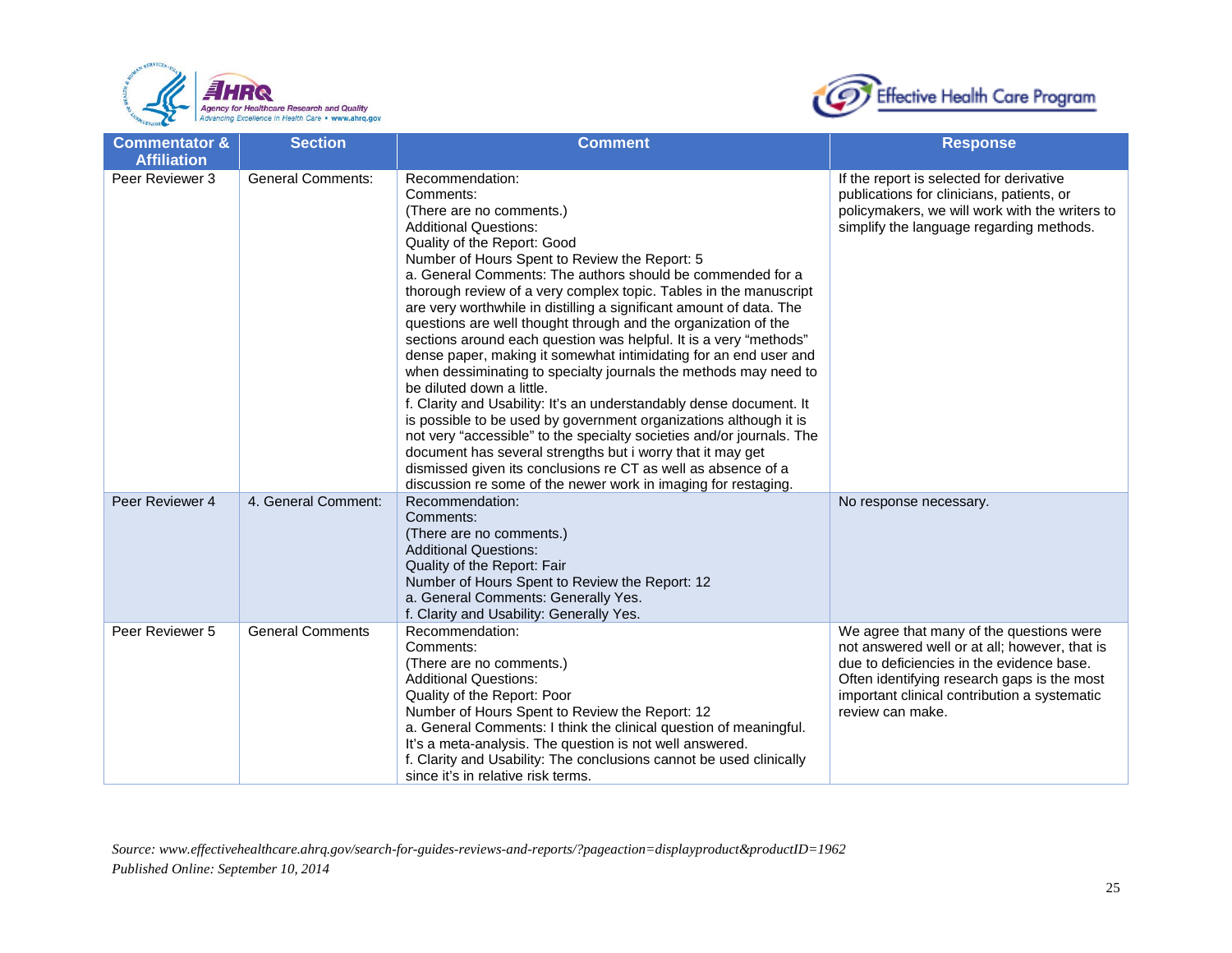| Commentator & Affiliation | Section | Comment | Response |
|---|---|---|---|
| Peer Reviewer 3 | General Comments: | Recommendation:<br>Comments:<br>(There are no comments.)<br>Additional Questions:<br>Quality of the Report: Good<br>Number of Hours Spent to Review the Report: 5<br>a. General Comments: The authors should be commended for a thorough review of a very complex topic. Tables in the manuscript are very worthwhile in distilling a significant amount of data. The questions are well thought through and the organization of the sections around each question was helpful. It is a very "methods" dense paper, making it somewhat intimidating for an end user and when dessiminating to specialty journals the methods may need to be diluted down a little.<br>f. Clarity and Usability: It's an understandably dense document. It is possible to be used by government organizations although it is not very "accessible" to the specialty societies and/or journals. The document has several strengths but i worry that it may get dismissed given its conclusions re CT as well as absence of a discussion re some of the newer work in imaging for restaging. | If the report is selected for derivative publications for clinicians, patients, or policymakers, we will work with the writers to simplify the language regarding methods. |
| Peer Reviewer 4 | 4. General Comment: | Recommendation:<br>Comments:<br>(There are no comments.)<br>Additional Questions:<br>Quality of the Report: Fair<br>Number of Hours Spent to Review the Report: 12<br>a. General Comments: Generally Yes.<br>f. Clarity and Usability: Generally Yes. | No response necessary. |
| Peer Reviewer 5 | General Comments | Recommendation:<br>Comments:<br>(There are no comments.)<br>Additional Questions:<br>Quality of the Report: Poor<br>Number of Hours Spent to Review the Report: 12<br>a. General Comments: I think the clinical question of meaningful. It's a meta-analysis. The question is not well answered.<br>f. Clarity and Usability: The conclusions cannot be used clinically since it's in relative risk terms. | We agree that many of the questions were not answered well or at all; however, that is due to deficiencies in the evidence base. Often identifying research gaps is the most important clinical contribution a systematic review can make. |

*Source: www.effectivehealthcare.ahrq.gov/search-for-guides-reviews-and-reports/?pageaction=displayproduct&productID=1962*
*Published Online: September 10, 2014*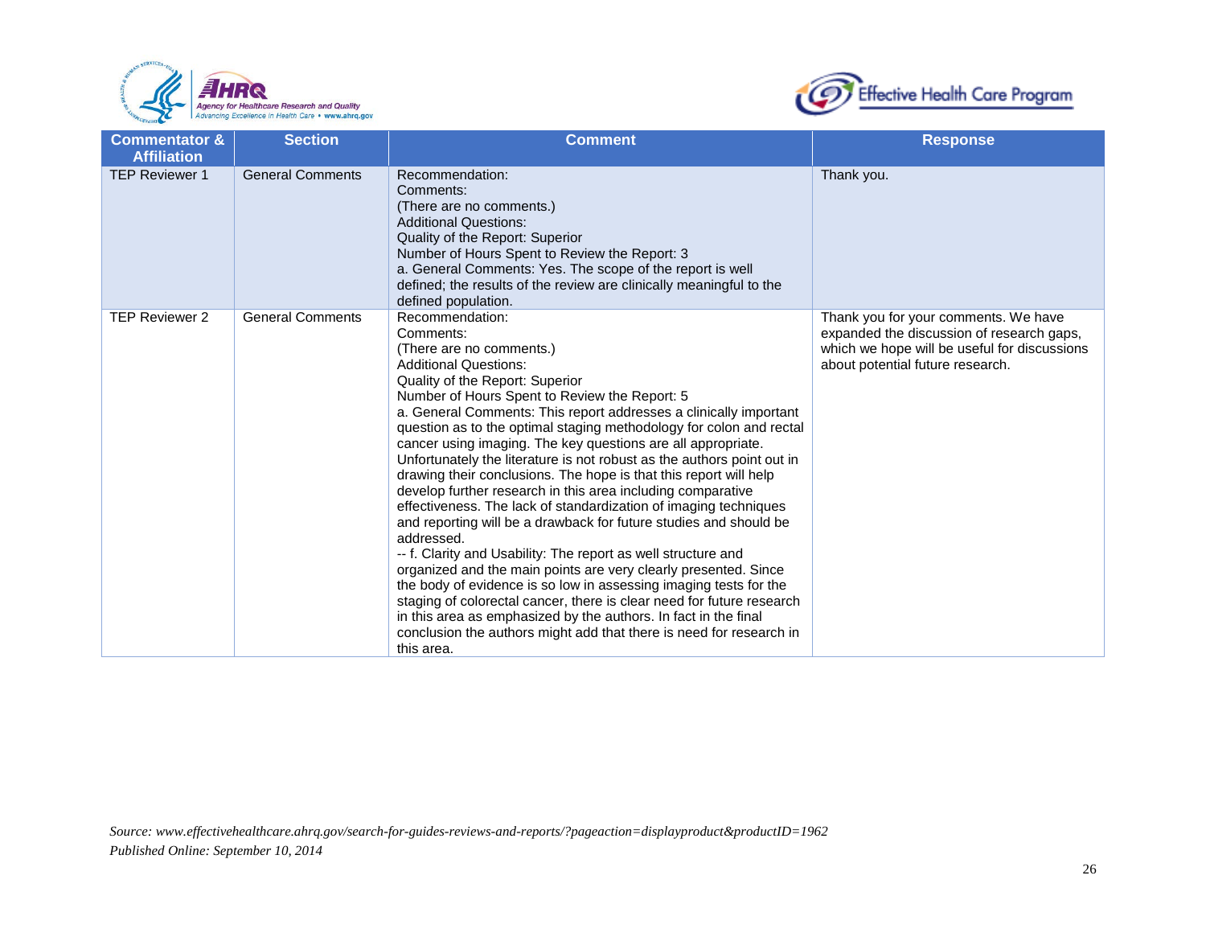| Commentator & Affiliation | Section | Comment | Response |
|---|---|---|---|
| TEP Reviewer 1 | General Comments | Recommendation:<br>Comments:<br>(There are no comments.)<br>Additional Questions:<br>Quality of the Report: Superior<br>Number of Hours Spent to Review the Report: 3<br>a. General Comments: Yes. The scope of the report is well defined; the results of the review are clinically meaningful to the defined population. | Thank you. |
| TEP Reviewer 2 | General Comments | Recommendation:<br>Comments:<br>(There are no comments.)<br>Additional Questions:<br>Quality of the Report: Superior<br>Number of Hours Spent to Review the Report: 5<br>a. General Comments: This report addresses a clinically important question as to the optimal staging methodology for colon and rectal cancer using imaging. The key questions are all appropriate. Unfortunately the literature is not robust as the authors point out in drawing their conclusions. The hope is that this report will help develop further research in this area including comparative effectiveness. The lack of standardization of imaging techniques and reporting will be a drawback for future studies and should be addressed.<br>-- f. Clarity and Usability: The report as well structure and organized and the main points are very clearly presented. Since the body of evidence is so low in assessing imaging tests for the staging of colorectal cancer, there is clear need for future research in this area as emphasized by the authors. In fact in the final conclusion the authors might add that there is need for research in this area. | Thank you for your comments. We have expanded the discussion of research gaps, which we hope will be useful for discussions about potential future research. |

*Source: www.effectivehealthcare.ahrq.gov/search-for-guides-reviews-and-reports/?pageaction=displayproduct&productID=1962*
*Published Online: September 10, 2014*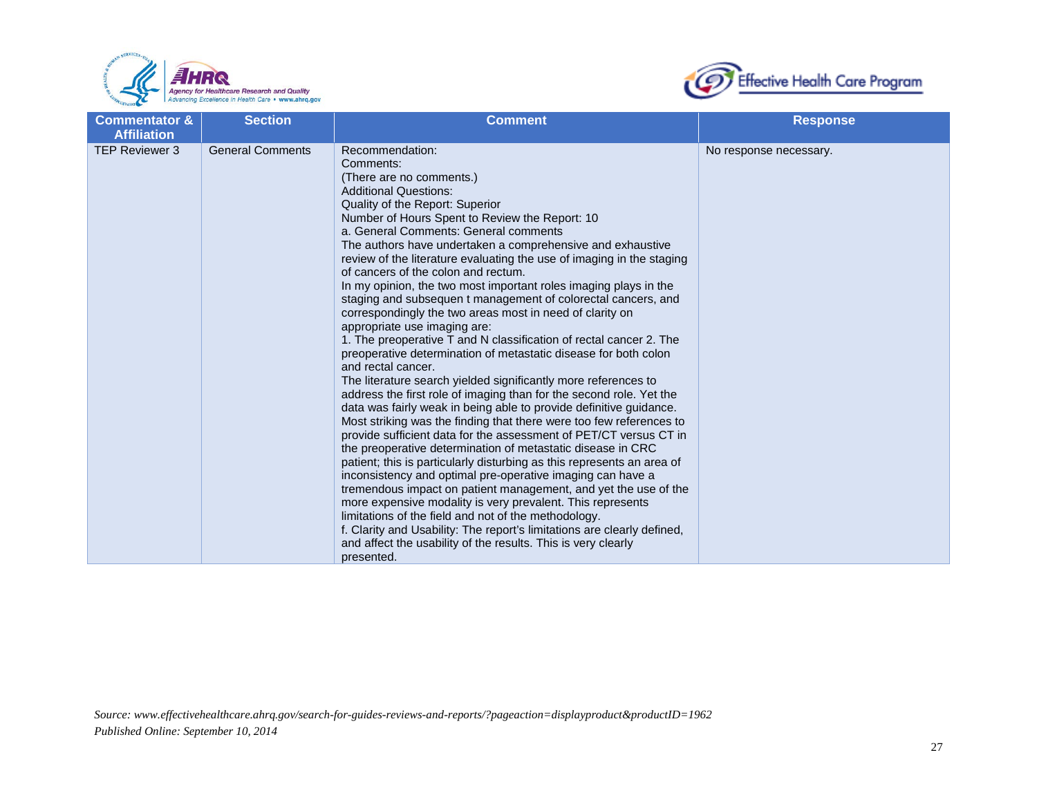| Commentator & Affiliation | Section | Comment | Response |
|---|---|---|---|
| TEP Reviewer 3 | General Comments | Recommendation:<br>Comments:<br>(There are no comments.)<br>Additional Questions:<br>Quality of the Report: Superior<br>Number of Hours Spent to Review the Report: 10<br>a. General Comments: General comments<br>The authors have undertaken a comprehensive and exhaustive review of the literature evaluating the use of imaging in the staging of cancers of the colon and rectum.<br>In my opinion, the two most important roles imaging plays in the staging and subsequen t management of colorectal cancers, and correspondingly the two areas most in need of clarity on appropriate use imaging are:<br>1. The preoperative T and N classification of rectal cancer 2. The preoperative determination of metastatic disease for both colon and rectal cancer.<br>The literature search yielded significantly more references to address the first role of imaging than for the second role. Yet the data was fairly weak in being able to provide definitive guidance. Most striking was the finding that there were too few references to provide sufficient data for the assessment of PET/CT versus CT in the preoperative determination of metastatic disease in CRC patient; this is particularly disturbing as this represents an area of inconsistency and optimal pre-operative imaging can have a tremendous impact on patient management, and yet the use of the more expensive modality is very prevalent. This represents limitations of the field and not of the methodology.<br>f. Clarity and Usability: The report's limitations are clearly defined, and affect the usability of the results. This is very clearly presented. | No response necessary. |

*Source: www.effectivehealthcare.ahrq.gov/search-for-guides-reviews-and-reports/?pageaction=displayproduct&productID=1962*
*Published Online: September 10, 2014*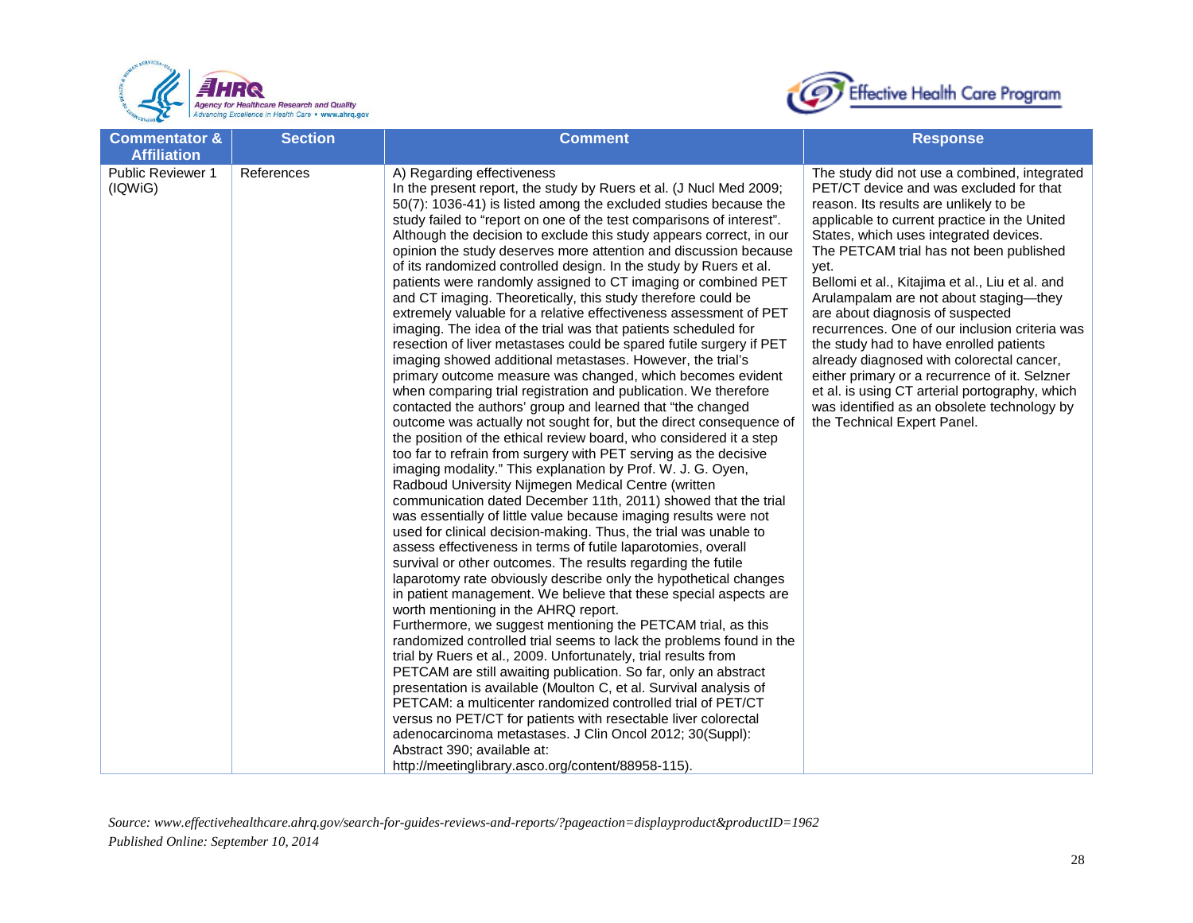| Commentator & Affiliation | Section | Comment | Response |
| --- | --- | --- | --- |
| Public Reviewer 1 (IQWiG) | References | A) Regarding effectiveness<br>In the present report, the study by Ruers et al. (J Nucl Med 2009; 50(7): 1036-41) is listed among the excluded studies because the study failed to "report on one of the test comparisons of interest". Although the decision to exclude this study appears correct, in our opinion the study deserves more attention and discussion because of its randomized controlled design. In the study by Ruers et al. patients were randomly assigned to CT imaging or combined PET and CT imaging. Theoretically, this study therefore could be extremely valuable for a relative effectiveness assessment of PET imaging. The idea of the trial was that patients scheduled for resection of liver metastases could be spared futile surgery if PET imaging showed additional metastases. However, the trial's primary outcome measure was changed, which becomes evident when comparing trial registration and publication. We therefore contacted the authors' group and learned that "the changed outcome was actually not sought for, but the direct consequence of the position of the ethical review board, who considered it a step too far to refrain from surgery with PET serving as the decisive imaging modality." This explanation by Prof. W. J. G. Oyen, Radboud University Nijmegen Medical Centre (written communication dated December 11th, 2011) showed that the trial was essentially of little value because imaging results were not used for clinical decision-making. Thus, the trial was unable to assess effectiveness in terms of futile laparotomies, overall survival or other outcomes. The results regarding the futile laparotomy rate obviously describe only the hypothetical changes in patient management. We believe that these special aspects are worth mentioning in the AHRQ report.<br>Furthermore, we suggest mentioning the PETCAM trial, as this randomized controlled trial seems to lack the problems found in the trial by Ruers et al., 2009. Unfortunately, trial results from PETCAM are still awaiting publication. So far, only an abstract presentation is available (Moulton C, et al. Survival analysis of PETCAM: a multicenter randomized controlled trial of PET/CT versus no PET/CT for patients with resectable liver colorectal adenocarcinoma metastases. J Clin Oncol 2012; 30(Suppl): Abstract 390; available at: http://meetinglibrary.asco.org/content/88958-115). | The study did not use a combined, integrated PET/CT device and was excluded for that reason. Its results are unlikely to be applicable to current practice in the United States, which uses integrated devices.<br>The PETCAM trial has not been published yet.<br>Bellomi et al., Kitajima et al., Liu et al. and Arulampalam are not about staging—they are about diagnosis of suspected recurrences. One of our inclusion criteria was the study had to have enrolled patients already diagnosed with colorectal cancer, either primary or a recurrence of it. Selzner et al. is using CT arterial portography, which was identified as an obsolete technology by the Technical Expert Panel. |

*Source: www.effectivehealthcare.ahrq.gov/search-for-guides-reviews-and-reports/?pageaction=displayproduct&productID=1962*
*Published Online: September 10, 2014*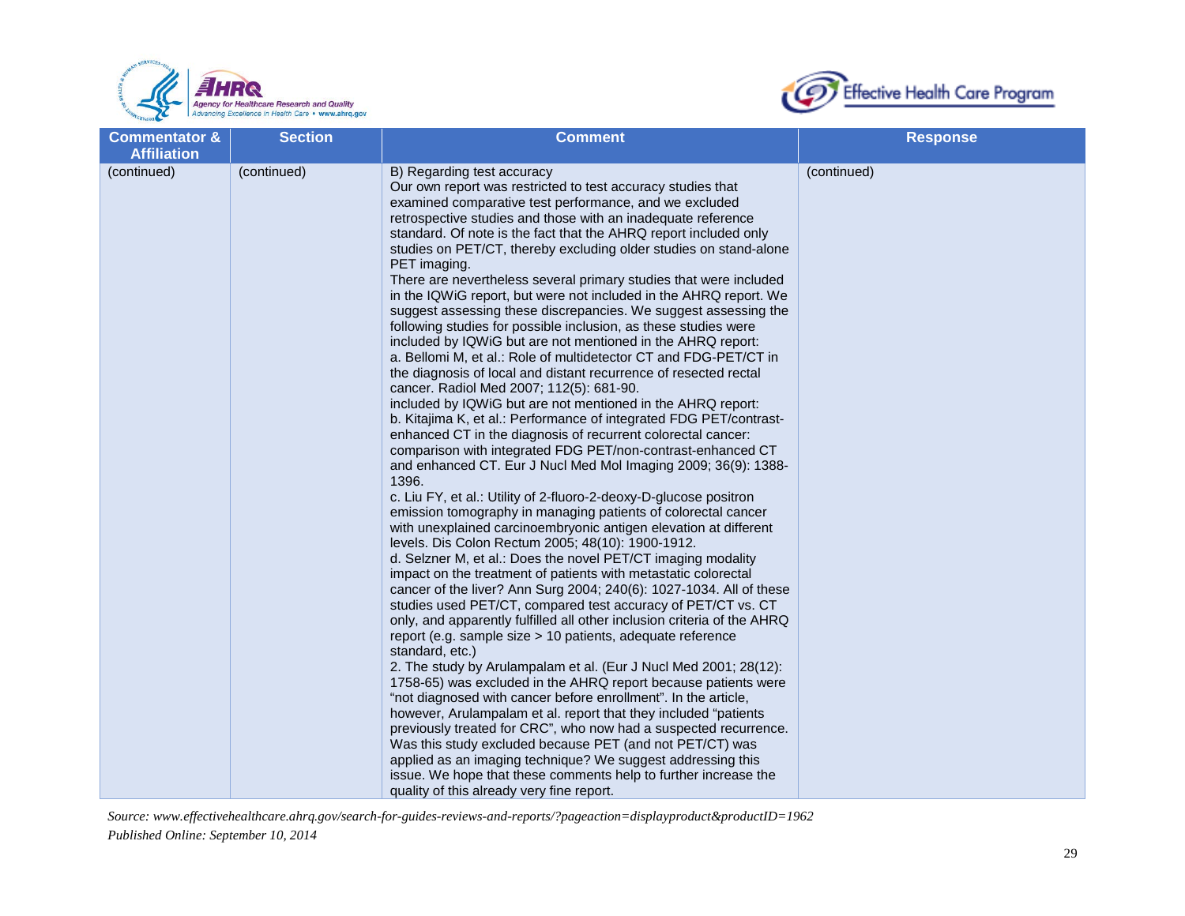| Commentator & Affiliation | Section | Comment | Response |
|---|---|---|---|
| (continued) | (continued) | B) Regarding test accuracy<br>Our own report was restricted to test accuracy studies that examined comparative test performance, and we excluded retrospective studies and those with an inadequate reference standard. Of note is the fact that the AHRQ report included only studies on PET/CT, thereby excluding older studies on stand-alone PET imaging.<br>There are nevertheless several primary studies that were included in the IQWiG report, but were not included in the AHRQ report. We suggest assessing these discrepancies. We suggest assessing the following studies for possible inclusion, as these studies were included by IQWiG but are not mentioned in the AHRQ report:<br>a. Bellomi M, et al.: Role of multidetector CT and FDG-PET/CT in the diagnosis of local and distant recurrence of resected rectal cancer. Radiol Med 2007; 112(5): 681-90.<br>included by IQWiG but are not mentioned in the AHRQ report:<br>b. Kitajima K, et al.: Performance of integrated FDG PET/contrast-enhanced CT in the diagnosis of recurrent colorectal cancer: comparison with integrated FDG PET/non-contrast-enhanced CT and enhanced CT. Eur J Nucl Med Mol Imaging 2009; 36(9): 1388-1396.<br>c. Liu FY, et al.: Utility of 2-fluoro-2-deoxy-D-glucose positron emission tomography in managing patients of colorectal cancer with unexplained carcinoembryonic antigen elevation at different levels. Dis Colon Rectum 2005; 48(10): 1900-1912.<br>d. Selzner M, et al.: Does the novel PET/CT imaging modality impact on the treatment of patients with metastatic colorectal cancer of the liver? Ann Surg 2004; 240(6): 1027-1034. All of these studies used PET/CT, compared test accuracy of PET/CT vs. CT only, and apparently fulfilled all other inclusion criteria of the AHRQ report (e.g. sample size > 10 patients, adequate reference standard, etc.)<br>2. The study by Arulampalam et al. (Eur J Nucl Med 2001; 28(12): 1758-65) was excluded in the AHRQ report because patients were "not diagnosed with cancer before enrollment". In the article, however, Arulampalam et al. report that they included "patients previously treated for CRC", who now had a suspected recurrence. Was this study excluded because PET (and not PET/CT) was applied as an imaging technique? We suggest addressing this issue. We hope that these comments help to further increase the quality of this already very fine report. | (continued) |

*Source: www.effectivehealthcare.ahrq.gov/search-for-guides-reviews-and-reports/?pageaction=displayproduct&productID=1962*
*Published Online: September 10, 2014*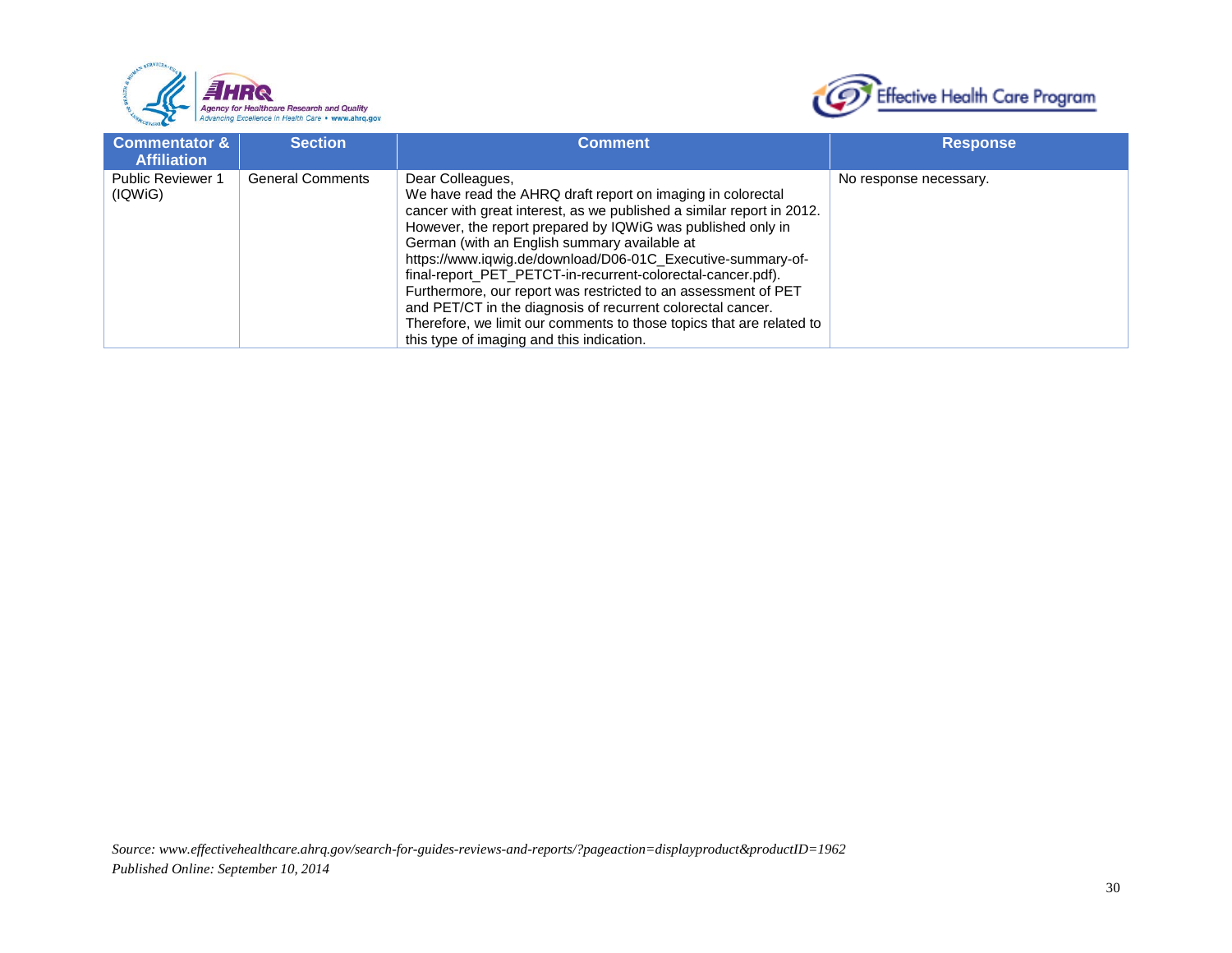| Commentator & Affiliation | Section | Comment | Response |
|---|---|---|---|
| Public Reviewer 1 (IQWiG) | General Comments | Dear Colleagues, We have read the AHRQ draft report on imaging in colorectal cancer with great interest, as we published a similar report in 2012. However, the report prepared by IQWiG was published only in German (with an English summary available at https://www.iqwig.de/download/D06-01C_Executive-summary-of-final-report_PET_PETCT-in-recurrent-colorectal-cancer.pdf). Furthermore, our report was restricted to an assessment of PET and PET/CT in the diagnosis of recurrent colorectal cancer. Therefore, we limit our comments to those topics that are related to this type of imaging and this indication. | No response necessary. |

*Source: www.effectivehealthcare.ahrq.gov/search-for-guides-reviews-and-reports/?pageaction=displayproduct&productID=1962*
*Published Online: September 10, 2014*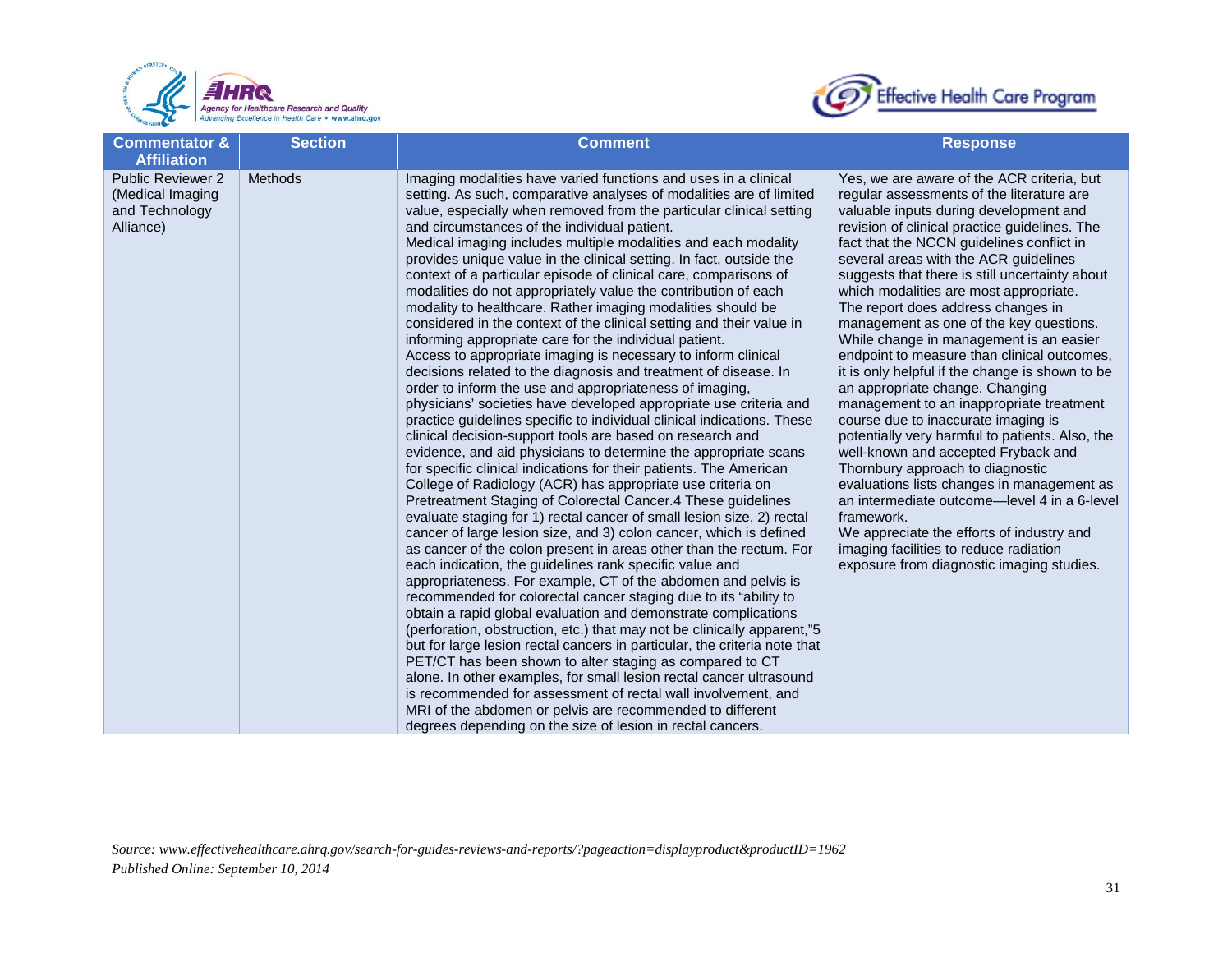| Commentator & Affiliation | Section | Comment | Response |
|---|---|---|---|
| Public Reviewer 2 (Medical Imaging and Technology Alliance) | Methods | Imaging modalities have varied functions and uses in a clinical setting. As such, comparative analyses of modalities are of limited value, especially when removed from the particular clinical setting and circumstances of the individual patient.<br>Medical imaging includes multiple modalities and each modality provides unique value in the clinical setting. In fact, outside the context of a particular episode of clinical care, comparisons of modalities do not appropriately value the contribution of each modality to healthcare. Rather imaging modalities should be considered in the context of the clinical setting and their value in informing appropriate care for the individual patient.<br>Access to appropriate imaging is necessary to inform clinical decisions related to the diagnosis and treatment of disease. In order to inform the use and appropriateness of imaging, physicians' societies have developed appropriate use criteria and practice guidelines specific to individual clinical indications. These clinical decision-support tools are based on research and evidence, and aid physicians to determine the appropriate scans for specific clinical indications for their patients. The American College of Radiology (ACR) has appropriate use criteria on Pretreatment Staging of Colorectal Cancer.4 These guidelines evaluate staging for 1) rectal cancer of small lesion size, 2) rectal cancer of large lesion size, and 3) colon cancer, which is defined as cancer of the colon present in areas other than the rectum. For each indication, the guidelines rank specific value and appropriateness. For example, CT of the abdomen and pelvis is recommended for colorectal cancer staging due to its "ability to obtain a rapid global evaluation and demonstrate complications (perforation, obstruction, etc.) that may not be clinically apparent,"5 but for large lesion rectal cancers in particular, the criteria note that PET/CT has been shown to alter staging as compared to CT alone. In other examples, for small lesion rectal cancer ultrasound is recommended for assessment of rectal wall involvement, and MRI of the abdomen or pelvis are recommended to different degrees depending on the size of lesion in rectal cancers. | Yes, we are aware of the ACR criteria, but regular assessments of the literature are valuable inputs during development and revision of clinical practice guidelines. The fact that the NCCN guidelines conflict in several areas with the ACR guidelines suggests that there is still uncertainty about which modalities are most appropriate.<br>The report does address changes in management as one of the key questions. While change in management is an easier endpoint to measure than clinical outcomes, it is only helpful if the change is shown to be an appropriate change. Changing management to an inappropriate treatment course due to inaccurate imaging is potentially very harmful to patients. Also, the well-known and accepted Fryback and Thornbury approach to diagnostic evaluations lists changes in management as an intermediate outcome—level 4 in a 6-level framework.<br>We appreciate the efforts of industry and imaging facilities to reduce radiation exposure from diagnostic imaging studies. |

*Source: www.effectivehealthcare.ahrq.gov/search-for-guides-reviews-and-reports/?pageaction=displayproduct&productID=1962*
*Published Online: September 10, 2014*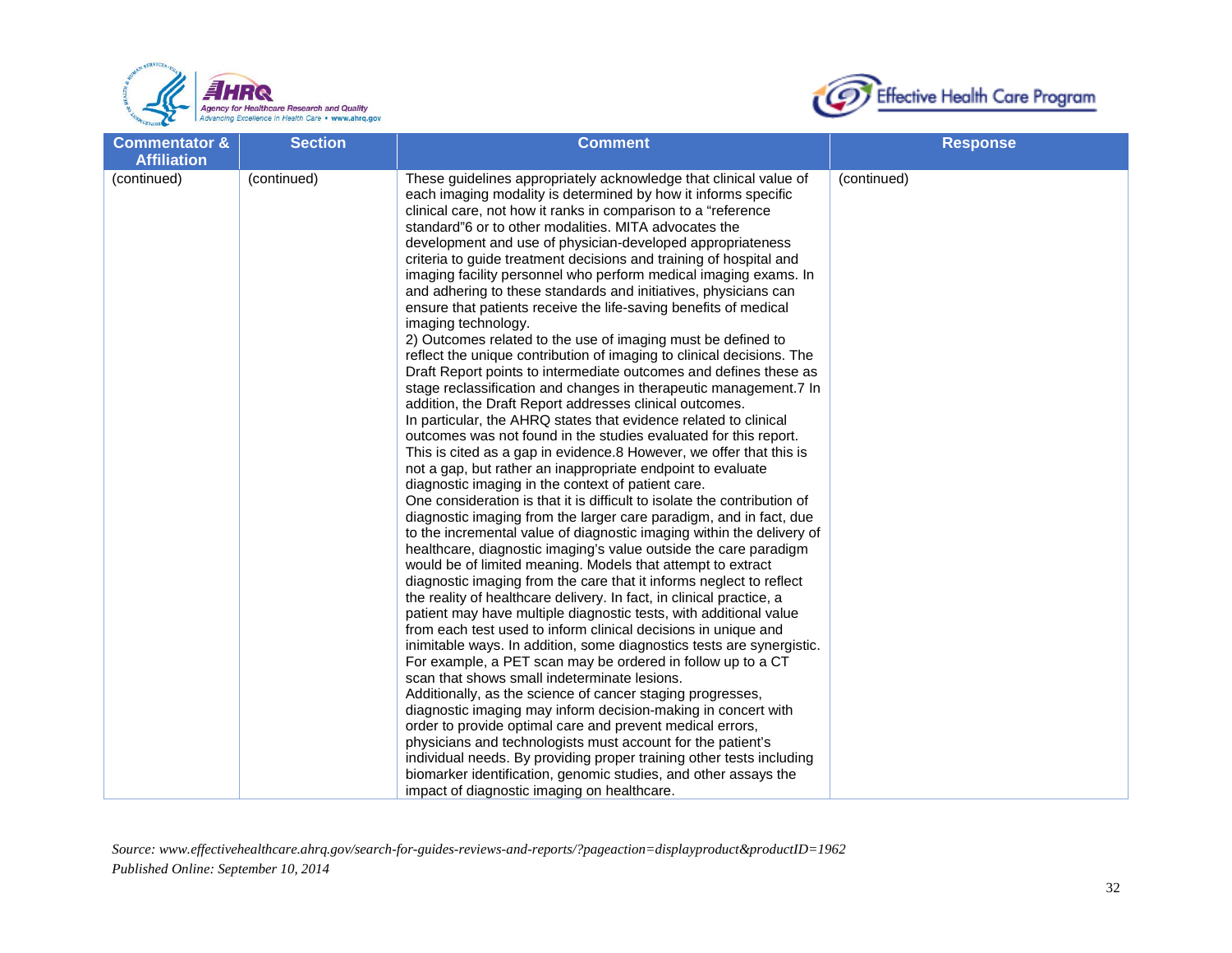| Commentator & Affiliation | Section | Comment | Response |
|---|---|---|---|
| (continued) | (continued) | These guidelines appropriately acknowledge that clinical value of each imaging modality is determined by how it informs specific clinical care, not how it ranks in comparison to a "reference standard"6 or to other modalities. MITA advocates the development and use of physician-developed appropriateness criteria to guide treatment decisions and training of hospital and imaging facility personnel who perform medical imaging exams. In and adhering to these standards and initiatives, physicians can ensure that patients receive the life-saving benefits of medical imaging technology.<br>2) Outcomes related to the use of imaging must be defined to reflect the unique contribution of imaging to clinical decisions. The Draft Report points to intermediate outcomes and defines these as stage reclassification and changes in therapeutic management.7 In addition, the Draft Report addresses clinical outcomes.<br>In particular, the AHRQ states that evidence related to clinical outcomes was not found in the studies evaluated for this report. This is cited as a gap in evidence.8 However, we offer that this is not a gap, but rather an inappropriate endpoint to evaluate diagnostic imaging in the context of patient care.<br>One consideration is that it is difficult to isolate the contribution of diagnostic imaging from the larger care paradigm, and in fact, due to the incremental value of diagnostic imaging within the delivery of healthcare, diagnostic imaging's value outside the care paradigm would be of limited meaning. Models that attempt to extract diagnostic imaging from the care that it informs neglect to reflect the reality of healthcare delivery. In fact, in clinical practice, a patient may have multiple diagnostic tests, with additional value from each test used to inform clinical decisions in unique and inimitable ways. In addition, some diagnostics tests are synergistic. For example, a PET scan may be ordered in follow up to a CT scan that shows small indeterminate lesions.<br>Additionally, as the science of cancer staging progresses, diagnostic imaging may inform decision-making in concert with order to provide optimal care and prevent medical errors, physicians and technologists must account for the patient's individual needs. By providing proper training other tests including biomarker identification, genomic studies, and other assays the impact of diagnostic imaging on healthcare. | (continued) |

*Source: www.effectivehealthcare.ahrq.gov/search-for-guides-reviews-and-reports/?pageaction=displayproduct&productID=1962*
*Published Online: September 10, 2014*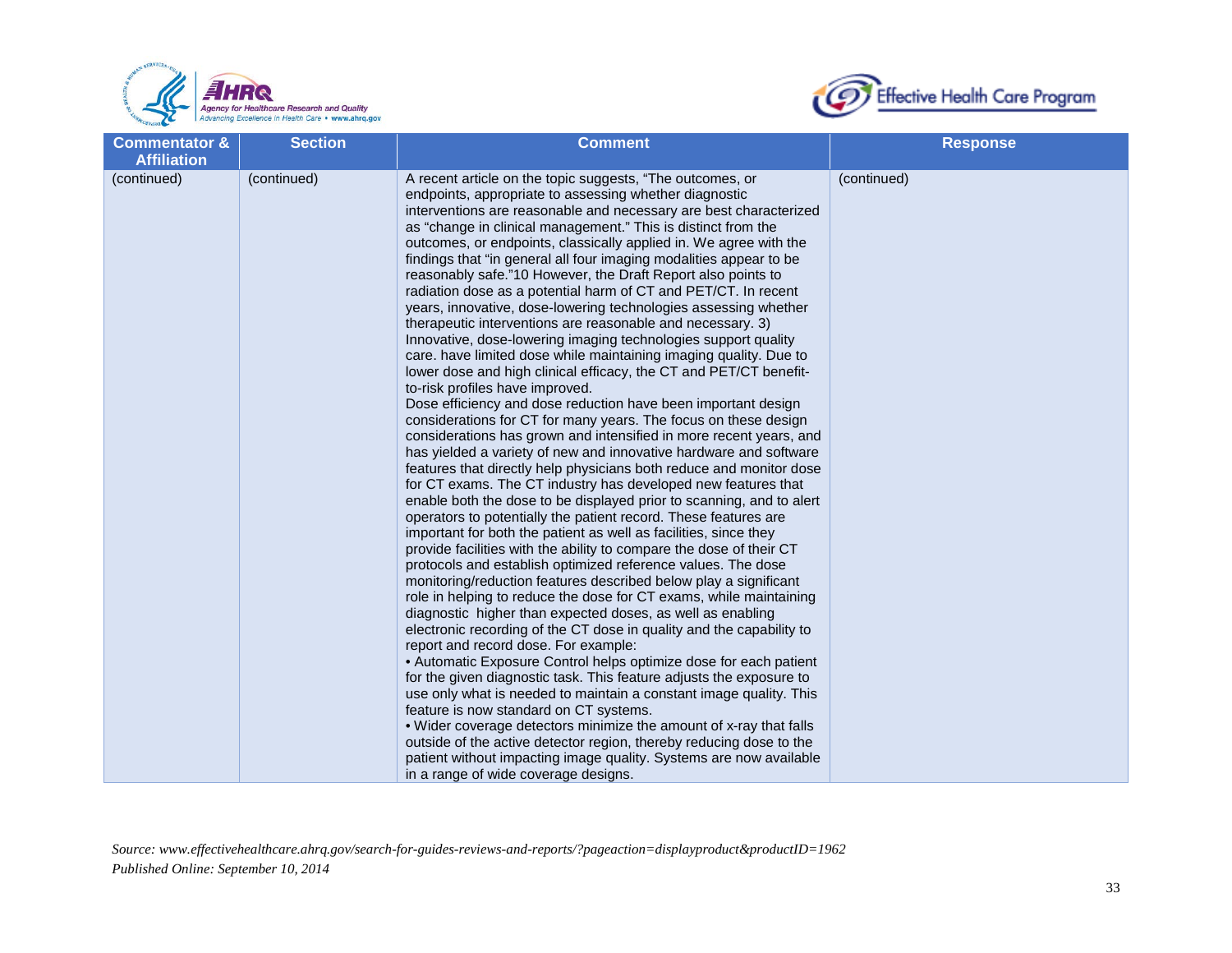| Commentator & Affiliation | Section | Comment | Response |
|---|---|---|---|
| (continued) | (continued) | A recent article on the topic suggests, “The outcomes, or endpoints, appropriate to assessing whether diagnostic interventions are reasonable and necessary are best characterized as “change in clinical management.” This is distinct from the outcomes, or endpoints, classically applied in. We agree with the findings that “in general all four imaging modalities appear to be reasonably safe.”10 However, the Draft Report also points to radiation dose as a potential harm of CT and PET/CT. In recent years, innovative, dose-lowering technologies assessing whether therapeutic interventions are reasonable and necessary. 3) Innovative, dose-lowering imaging technologies support quality care. have limited dose while maintaining imaging quality. Due to lower dose and high clinical efficacy, the CT and PET/CT benefit-to-risk profiles have improved.<br>Dose efficiency and dose reduction have been important design considerations for CT for many years. The focus on these design considerations has grown and intensified in more recent years, and has yielded a variety of new and innovative hardware and software features that directly help physicians both reduce and monitor dose for CT exams. The CT industry has developed new features that enable both the dose to be displayed prior to scanning, and to alert operators to potentially the patient record. These features are important for both the patient as well as facilities, since they provide facilities with the ability to compare the dose of their CT protocols and establish optimized reference values. The dose monitoring/reduction features described below play a significant role in helping to reduce the dose for CT exams, while maintaining diagnostic higher than expected doses, as well as enabling electronic recording of the CT dose in quality and the capability to report and record dose. For example:<br>• Automatic Exposure Control helps optimize dose for each patient for the given diagnostic task. This feature adjusts the exposure to use only what is needed to maintain a constant image quality. This feature is now standard on CT systems.<br>• Wider coverage detectors minimize the amount of x-ray that falls outside of the active detector region, thereby reducing dose to the patient without impacting image quality. Systems are now available in a range of wide coverage designs. | (continued) |

*Source: www.effectivehealthcare.ahrq.gov/search-for-guides-reviews-and-reports/?pageaction=displayproduct&productID=1962*
*Published Online: September 10, 2014*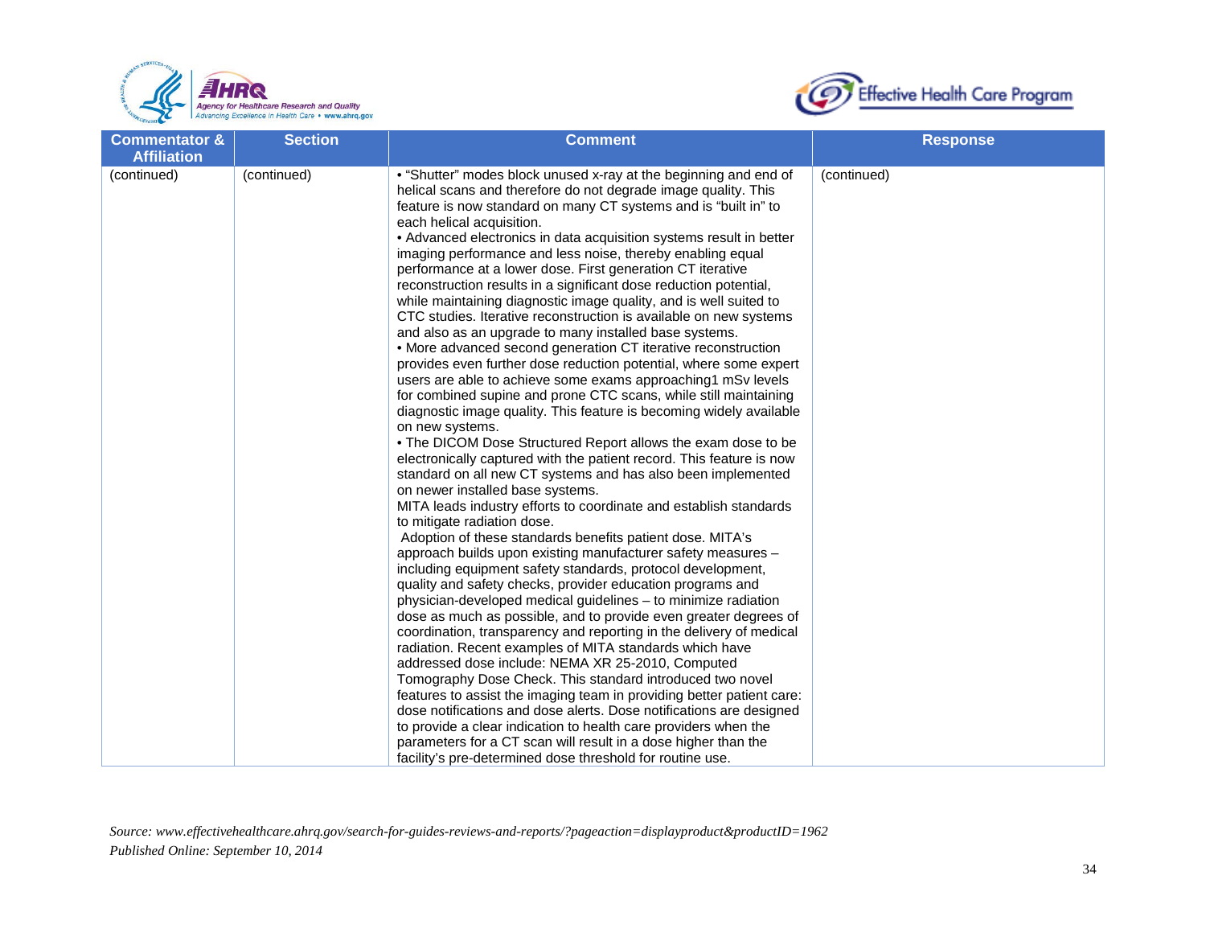| Commentator & Affiliation | Section | Comment | Response |
|---|---|---|---|
| (continued) | (continued) | • "Shutter" modes block unused x-ray at the beginning and end of helical scans and therefore do not degrade image quality. This feature is now standard on many CT systems and is "built in" to each helical acquisition.<br>• Advanced electronics in data acquisition systems result in better imaging performance and less noise, thereby enabling equal performance at a lower dose. First generation CT iterative reconstruction results in a significant dose reduction potential, while maintaining diagnostic image quality, and is well suited to CTC studies. Iterative reconstruction is available on new systems and also as an upgrade to many installed base systems.<br>• More advanced second generation CT iterative reconstruction provides even further dose reduction potential, where some expert users are able to achieve some exams approaching1 mSv levels for combined supine and prone CTC scans, while still maintaining diagnostic image quality. This feature is becoming widely available on new systems.<br>• The DICOM Dose Structured Report allows the exam dose to be electronically captured with the patient record. This feature is now standard on all new CT systems and has also been implemented on newer installed base systems.<br>MITA leads industry efforts to coordinate and establish standards to mitigate radiation dose.<br>Adoption of these standards benefits patient dose. MITA's approach builds upon existing manufacturer safety measures – including equipment safety standards, protocol development, quality and safety checks, provider education programs and physician-developed medical guidelines – to minimize radiation dose as much as possible, and to provide even greater degrees of coordination, transparency and reporting in the delivery of medical radiation. Recent examples of MITA standards which have addressed dose include: NEMA XR 25-2010, Computed Tomography Dose Check. This standard introduced two novel features to assist the imaging team in providing better patient care: dose notifications and dose alerts. Dose notifications are designed to provide a clear indication to health care providers when the parameters for a CT scan will result in a dose higher than the facility's pre-determined dose threshold for routine use. | (continued) |

*Source: www.effectivehealthcare.ahrq.gov/search-for-guides-reviews-and-reports/?pageaction=displayproduct&productID=1962*
*Published Online: September 10, 2014*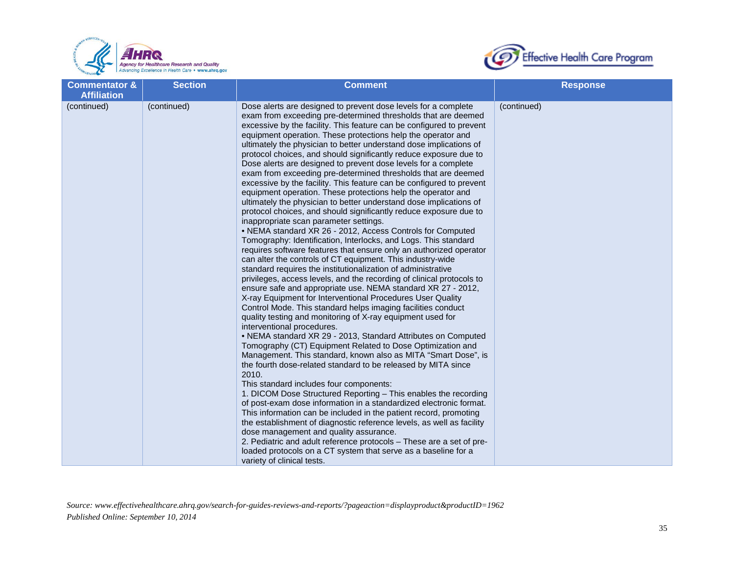| Commentator & Affiliation | Section | Comment | Response |
|---|---|---|---|
| (continued) | (continued) | Dose alerts are designed to prevent dose levels for a complete exam from exceeding pre-determined thresholds that are deemed excessive by the facility. This feature can be configured to prevent equipment operation. These protections help the operator and ultimately the physician to better understand dose implications of protocol choices, and should significantly reduce exposure due to Dose alerts are designed to prevent dose levels for a complete exam from exceeding pre-determined thresholds that are deemed excessive by the facility. This feature can be configured to prevent equipment operation. These protections help the operator and ultimately the physician to better understand dose implications of protocol choices, and should significantly reduce exposure due to inappropriate scan parameter settings.<br>• NEMA standard XR 26 - 2012, Access Controls for Computed Tomography: Identification, Interlocks, and Logs. This standard requires software features that ensure only an authorized operator can alter the controls of CT equipment. This industry-wide standard requires the institutionalization of administrative privileges, access levels, and the recording of clinical protocols to ensure safe and appropriate use. NEMA standard XR 27 - 2012, X-ray Equipment for Interventional Procedures User Quality Control Mode. This standard helps imaging facilities conduct quality testing and monitoring of X-ray equipment used for interventional procedures.<br>• NEMA standard XR 29 - 2013, Standard Attributes on Computed Tomography (CT) Equipment Related to Dose Optimization and Management. This standard, known also as MITA "Smart Dose", is the fourth dose-related standard to be released by MITA since 2010.<br>This standard includes four components:<br>1. DICOM Dose Structured Reporting – This enables the recording of post-exam dose information in a standardized electronic format. This information can be included in the patient record, promoting the establishment of diagnostic reference levels, as well as facility dose management and quality assurance.<br>2. Pediatric and adult reference protocols – These are a set of pre-loaded protocols on a CT system that serve as a baseline for a variety of clinical tests. | (continued) |

*Source: www.effectivehealthcare.ahrq.gov/search-for-guides-reviews-and-reports/?pageaction=displayproduct&productID=1962*
*Published Online: September 10, 2014*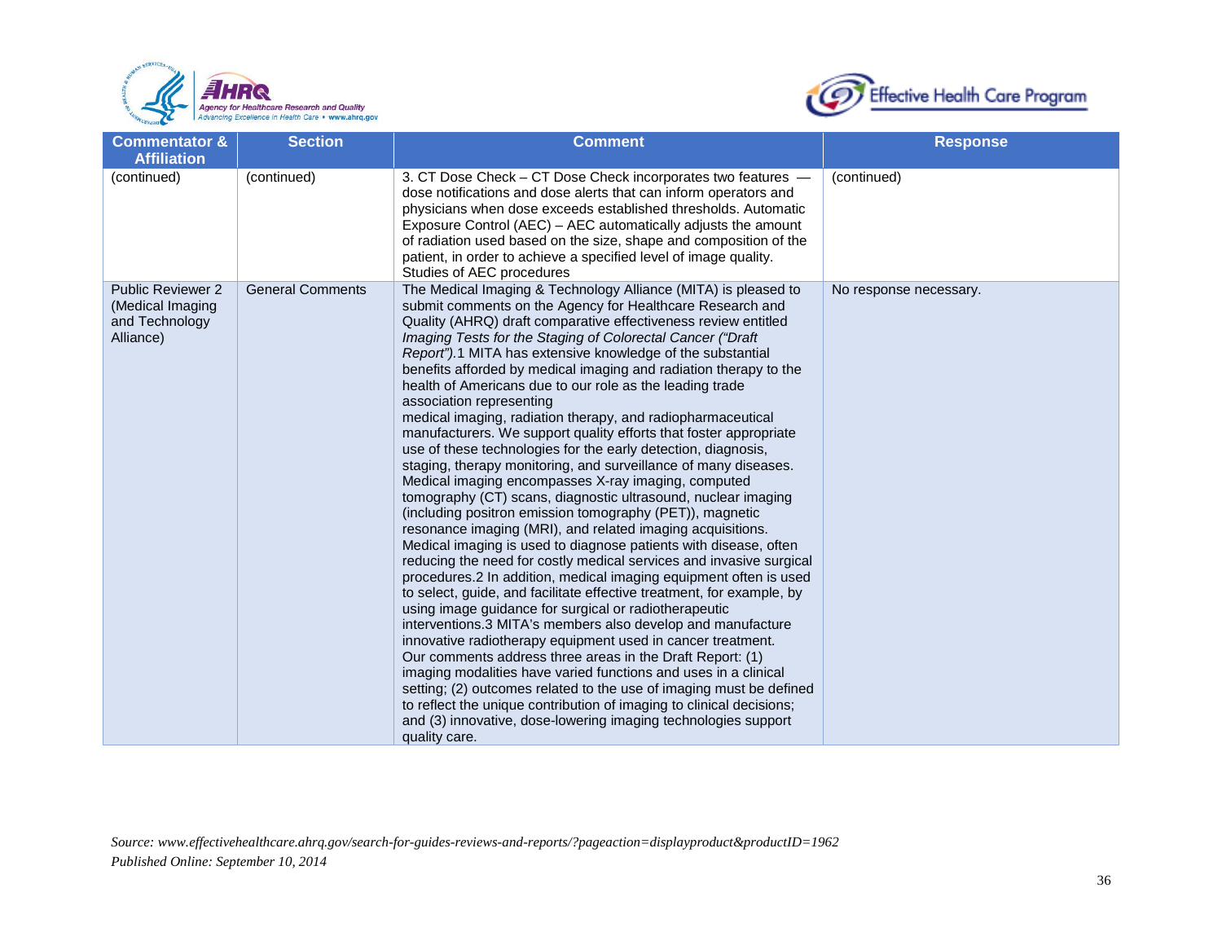| Commentator & Affiliation | Section | Comment | Response |
| --- | --- | --- | --- |
| (continued) | (continued) | 3. CT Dose Check – CT Dose Check incorporates two features — dose notifications and dose alerts that can inform operators and physicians when dose exceeds established thresholds. Automatic Exposure Control (AEC) – AEC automatically adjusts the amount of radiation used based on the size, shape and composition of the patient, in order to achieve a specified level of image quality. Studies of AEC procedures | (continued) |
| Public Reviewer 2 (Medical Imaging and Technology Alliance) | General Comments | The Medical Imaging & Technology Alliance (MITA) is pleased to submit comments on the Agency for Healthcare Research and Quality (AHRQ) draft comparative effectiveness review entitled *Imaging Tests for the Staging of Colorectal Cancer ("Draft Report").*1 MITA has extensive knowledge of the substantial benefits afforded by medical imaging and radiation therapy to the health of Americans due to our role as the leading trade association representing medical imaging, radiation therapy, and radiopharmaceutical manufacturers. We support quality efforts that foster appropriate use of these technologies for the early detection, diagnosis, staging, therapy monitoring, and surveillance of many diseases. Medical imaging encompasses X-ray imaging, computed tomography (CT) scans, diagnostic ultrasound, nuclear imaging (including positron emission tomography (PET)), magnetic resonance imaging (MRI), and related imaging acquisitions. Medical imaging is used to diagnose patients with disease, often reducing the need for costly medical services and invasive surgical procedures.2 In addition, medical imaging equipment often is used to select, guide, and facilitate effective treatment, for example, by using image guidance for surgical or radiotherapeutic interventions.3 MITA's members also develop and manufacture innovative radiotherapy equipment used in cancer treatment. Our comments address three areas in the Draft Report: (1) imaging modalities have varied functions and uses in a clinical setting; (2) outcomes related to the use of imaging must be defined to reflect the unique contribution of imaging to clinical decisions; and (3) innovative, dose-lowering imaging technologies support quality care. | No response necessary. |

*Source: www.effectivehealthcare.ahrq.gov/search-for-guides-reviews-and-reports/?pageaction=displayproduct&productID=1962*
*Published Online: September 10, 2014*